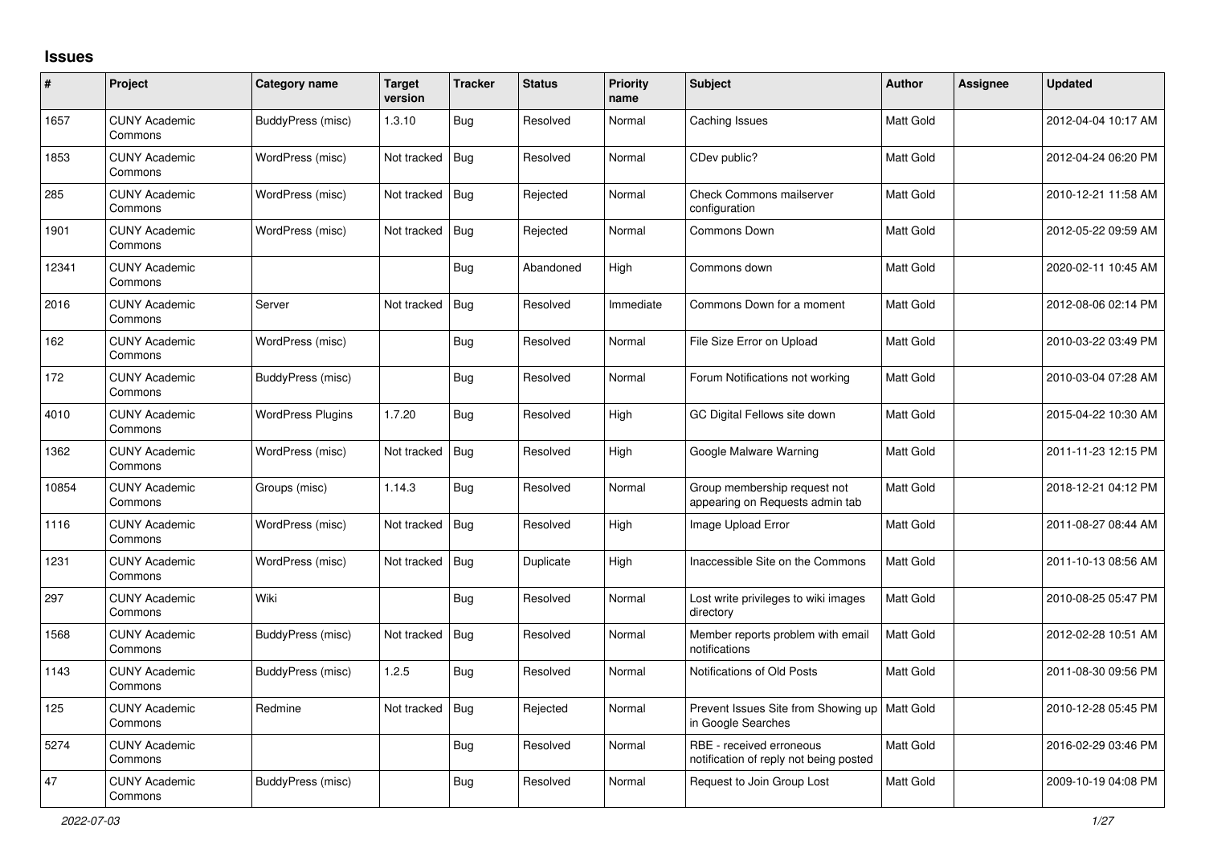## Issues

| # | Project | Category name | Target version | Tracker | Status | Priority name | Subject | Author | Assignee | Updated |
|---|---|---|---|---|---|---|---|---|---|---|
| 1657 | CUNY Academic Commons | BuddyPress (misc) | 1.3.10 | Bug | Resolved | Normal | Caching Issues | Matt Gold | | 2012-04-04 10:17 AM |
| 1853 | CUNY Academic Commons | WordPress (misc) | Not tracked | Bug | Resolved | Normal | CDev public? | Matt Gold | | 2012-04-24 06:20 PM |
| 285 | CUNY Academic Commons | WordPress (misc) | Not tracked | Bug | Rejected | Normal | Check Commons mailserver configuration | Matt Gold | | 2010-12-21 11:58 AM |
| 1901 | CUNY Academic Commons | WordPress (misc) | Not tracked | Bug | Rejected | Normal | Commons Down | Matt Gold | | 2012-05-22 09:59 AM |
| 12341 | CUNY Academic Commons | | | Bug | Abandoned | High | Commons down | Matt Gold | | 2020-02-11 10:45 AM |
| 2016 | CUNY Academic Commons | Server | Not tracked | Bug | Resolved | Immediate | Commons Down for a moment | Matt Gold | | 2012-08-06 02:14 PM |
| 162 | CUNY Academic Commons | WordPress (misc) | | Bug | Resolved | Normal | File Size Error on Upload | Matt Gold | | 2010-03-22 03:49 PM |
| 172 | CUNY Academic Commons | BuddyPress (misc) | | Bug | Resolved | Normal | Forum Notifications not working | Matt Gold | | 2010-03-04 07:28 AM |
| 4010 | CUNY Academic Commons | WordPress Plugins | 1.7.20 | Bug | Resolved | High | GC Digital Fellows site down | Matt Gold | | 2015-04-22 10:30 AM |
| 1362 | CUNY Academic Commons | WordPress (misc) | Not tracked | Bug | Resolved | High | Google Malware Warning | Matt Gold | | 2011-11-23 12:15 PM |
| 10854 | CUNY Academic Commons | Groups (misc) | 1.14.3 | Bug | Resolved | Normal | Group membership request not appearing on Requests admin tab | Matt Gold | | 2018-12-21 04:12 PM |
| 1116 | CUNY Academic Commons | WordPress (misc) | Not tracked | Bug | Resolved | High | Image Upload Error | Matt Gold | | 2011-08-27 08:44 AM |
| 1231 | CUNY Academic Commons | WordPress (misc) | Not tracked | Bug | Duplicate | High | Inaccessible Site on the Commons | Matt Gold | | 2011-10-13 08:56 AM |
| 297 | CUNY Academic Commons | Wiki | | Bug | Resolved | Normal | Lost write privileges to wiki images directory | Matt Gold | | 2010-08-25 05:47 PM |
| 1568 | CUNY Academic Commons | BuddyPress (misc) | Not tracked | Bug | Resolved | Normal | Member reports problem with email notifications | Matt Gold | | 2012-02-28 10:51 AM |
| 1143 | CUNY Academic Commons | BuddyPress (misc) | 1.2.5 | Bug | Resolved | Normal | Notifications of Old Posts | Matt Gold | | 2011-08-30 09:56 PM |
| 125 | CUNY Academic Commons | Redmine | Not tracked | Bug | Rejected | Normal | Prevent Issues Site from Showing up in Google Searches | Matt Gold | | 2010-12-28 05:45 PM |
| 5274 | CUNY Academic Commons | | | Bug | Resolved | Normal | RBE - received erroneous notification of reply not being posted | Matt Gold | | 2016-02-29 03:46 PM |
| 47 | CUNY Academic Commons | BuddyPress (misc) | | Bug | Resolved | Normal | Request to Join Group Lost | Matt Gold | | 2009-10-19 04:08 PM |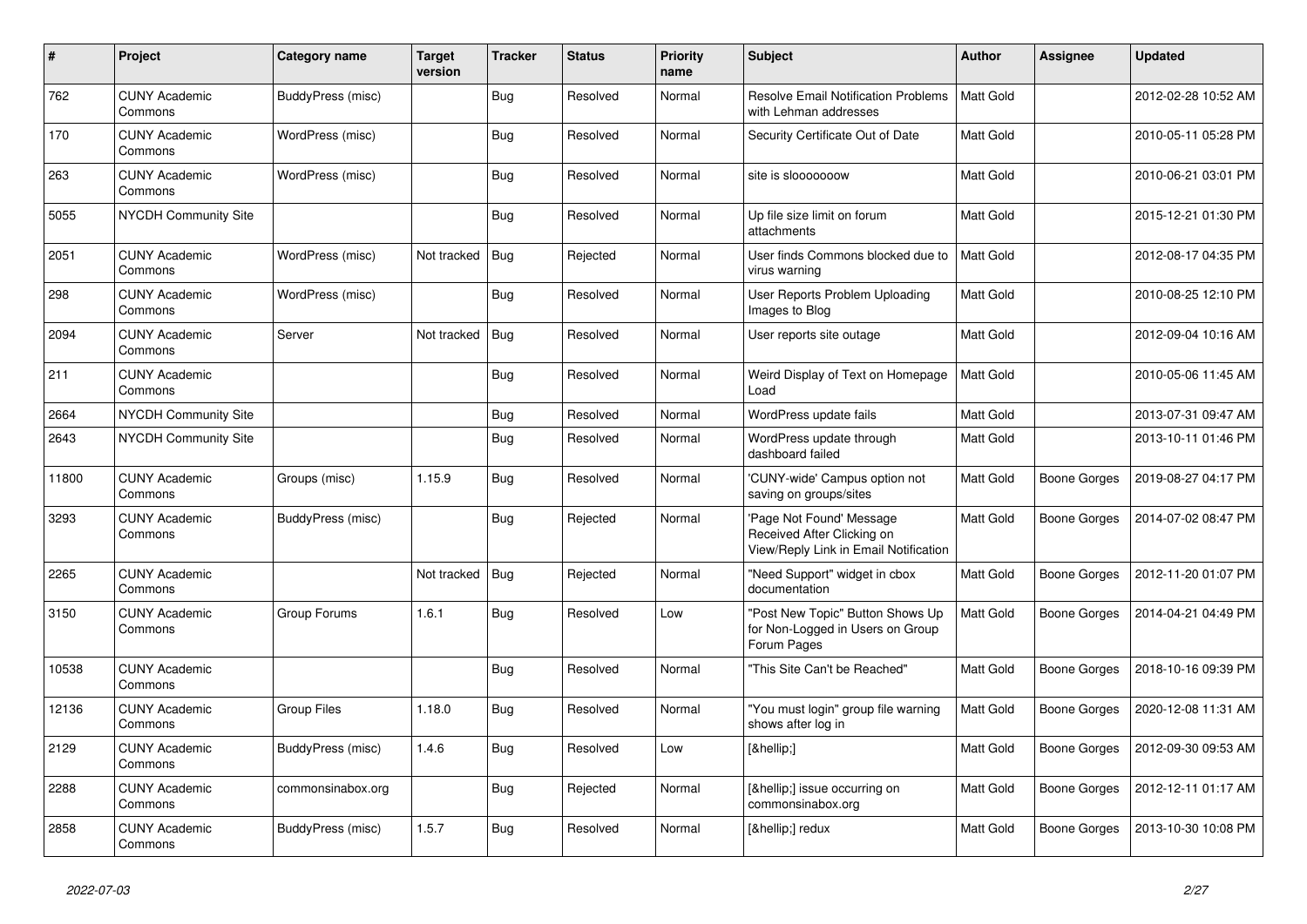| # | Project | Category name | Target version | Tracker | Status | Priority name | Subject | Author | Assignee | Updated |
|---|---|---|---|---|---|---|---|---|---|---|
| 762 | CUNY Academic Commons | BuddyPress (misc) | | Bug | Resolved | Normal | Resolve Email Notification Problems with Lehman addresses | Matt Gold | | 2012-02-28 10:52 AM |
| 170 | CUNY Academic Commons | WordPress (misc) | | Bug | Resolved | Normal | Security Certificate Out of Date | Matt Gold | | 2010-05-11 05:28 PM |
| 263 | CUNY Academic Commons | WordPress (misc) | | Bug | Resolved | Normal | site is slooooooow | Matt Gold | | 2010-06-21 03:01 PM |
| 5055 | NYCDH Community Site | | | Bug | Resolved | Normal | Up file size limit on forum attachments | Matt Gold | | 2015-12-21 01:30 PM |
| 2051 | CUNY Academic Commons | WordPress (misc) | Not tracked | Bug | Rejected | Normal | User finds Commons blocked due to virus warning | Matt Gold | | 2012-08-17 04:35 PM |
| 298 | CUNY Academic Commons | WordPress (misc) | | Bug | Resolved | Normal | User Reports Problem Uploading Images to Blog | Matt Gold | | 2010-08-25 12:10 PM |
| 2094 | CUNY Academic Commons | Server | Not tracked | Bug | Resolved | Normal | User reports site outage | Matt Gold | | 2012-09-04 10:16 AM |
| 211 | CUNY Academic Commons | | | Bug | Resolved | Normal | Weird Display of Text on Homepage Load | Matt Gold | | 2010-05-06 11:45 AM |
| 2664 | NYCDH Community Site | | | Bug | Resolved | Normal | WordPress update fails | Matt Gold | | 2013-07-31 09:47 AM |
| 2643 | NYCDH Community Site | | | Bug | Resolved | Normal | WordPress update through dashboard failed | Matt Gold | | 2013-10-11 01:46 PM |
| 11800 | CUNY Academic Commons | Groups (misc) | 1.15.9 | Bug | Resolved | Normal | 'CUNY-wide' Campus option not saving on groups/sites | Matt Gold | Boone Gorges | 2019-08-27 04:17 PM |
| 3293 | CUNY Academic Commons | BuddyPress (misc) | | Bug | Rejected | Normal | 'Page Not Found' Message Received After Clicking on View/Reply Link in Email Notification | Matt Gold | Boone Gorges | 2014-07-02 08:47 PM |
| 2265 | CUNY Academic Commons | | Not tracked | Bug | Rejected | Normal | "Need Support" widget in cbox documentation | Matt Gold | Boone Gorges | 2012-11-20 01:07 PM |
| 3150 | CUNY Academic Commons | Group Forums | 1.6.1 | Bug | Resolved | Low | "Post New Topic" Button Shows Up for Non-Logged in Users on Group Forum Pages | Matt Gold | Boone Gorges | 2014-04-21 04:49 PM |
| 10538 | CUNY Academic Commons | | | Bug | Resolved | Normal | "This Site Can't be Reached" | Matt Gold | Boone Gorges | 2018-10-16 09:39 PM |
| 12136 | CUNY Academic Commons | Group Files | 1.18.0 | Bug | Resolved | Normal | "You must login" group file warning shows after log in | Matt Gold | Boone Gorges | 2020-12-08 11:31 AM |
| 2129 | CUNY Academic Commons | BuddyPress (misc) | 1.4.6 | Bug | Resolved | Low | [&hellip;] | Matt Gold | Boone Gorges | 2012-09-30 09:53 AM |
| 2288 | CUNY Academic Commons | commonsinabox.org | | Bug | Rejected | Normal | [&hellip;] issue occurring on commonsinabox.org | Matt Gold | Boone Gorges | 2012-12-11 01:17 AM |
| 2858 | CUNY Academic Commons | BuddyPress (misc) | 1.5.7 | Bug | Resolved | Normal | [&hellip;] redux | Matt Gold | Boone Gorges | 2013-10-30 10:08 PM |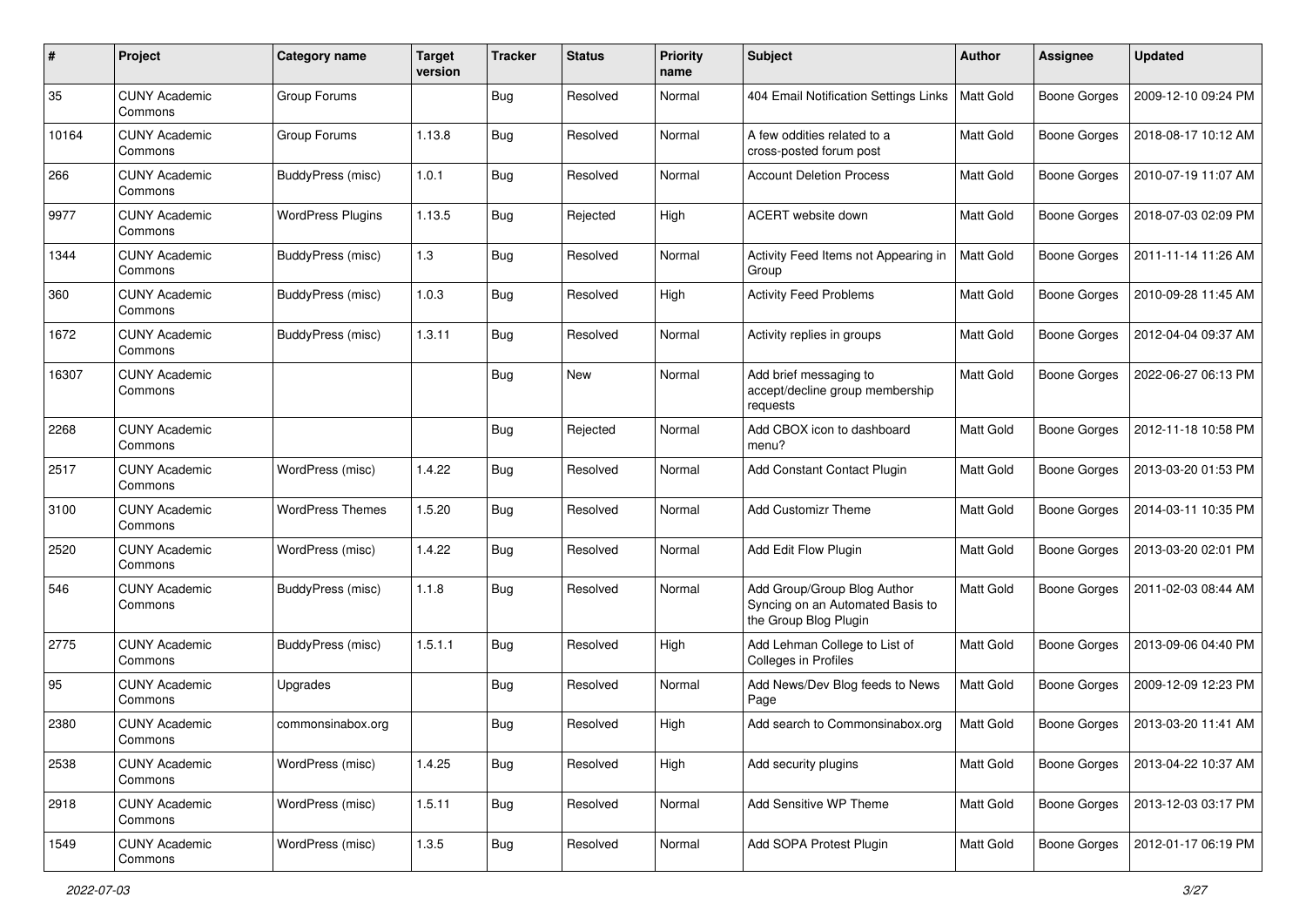| # | Project | Category name | Target version | Tracker | Status | Priority name | Subject | Author | Assignee | Updated |
|---|---|---|---|---|---|---|---|---|---|---|
| 35 | CUNY Academic Commons | Group Forums | | Bug | Resolved | Normal | 404 Email Notification Settings Links | Matt Gold | Boone Gorges | 2009-12-10 09:24 PM |
| 10164 | CUNY Academic Commons | Group Forums | 1.13.8 | Bug | Resolved | Normal | A few oddities related to a cross-posted forum post | Matt Gold | Boone Gorges | 2018-08-17 10:12 AM |
| 266 | CUNY Academic Commons | BuddyPress (misc) | 1.0.1 | Bug | Resolved | Normal | Account Deletion Process | Matt Gold | Boone Gorges | 2010-07-19 11:07 AM |
| 9977 | CUNY Academic Commons | WordPress Plugins | 1.13.5 | Bug | Rejected | High | ACERT website down | Matt Gold | Boone Gorges | 2018-07-03 02:09 PM |
| 1344 | CUNY Academic Commons | BuddyPress (misc) | 1.3 | Bug | Resolved | Normal | Activity Feed Items not Appearing in Group | Matt Gold | Boone Gorges | 2011-11-14 11:26 AM |
| 360 | CUNY Academic Commons | BuddyPress (misc) | 1.0.3 | Bug | Resolved | High | Activity Feed Problems | Matt Gold | Boone Gorges | 2010-09-28 11:45 AM |
| 1672 | CUNY Academic Commons | BuddyPress (misc) | 1.3.11 | Bug | Resolved | Normal | Activity replies in groups | Matt Gold | Boone Gorges | 2012-04-04 09:37 AM |
| 16307 | CUNY Academic Commons | | | Bug | New | Normal | Add brief messaging to accept/decline group membership requests | Matt Gold | Boone Gorges | 2022-06-27 06:13 PM |
| 2268 | CUNY Academic Commons | | | Bug | Rejected | Normal | Add CBOX icon to dashboard menu? | Matt Gold | Boone Gorges | 2012-11-18 10:58 PM |
| 2517 | CUNY Academic Commons | WordPress (misc) | 1.4.22 | Bug | Resolved | Normal | Add Constant Contact Plugin | Matt Gold | Boone Gorges | 2013-03-20 01:53 PM |
| 3100 | CUNY Academic Commons | WordPress Themes | 1.5.20 | Bug | Resolved | Normal | Add Customizr Theme | Matt Gold | Boone Gorges | 2014-03-11 10:35 PM |
| 2520 | CUNY Academic Commons | WordPress (misc) | 1.4.22 | Bug | Resolved | Normal | Add Edit Flow Plugin | Matt Gold | Boone Gorges | 2013-03-20 02:01 PM |
| 546 | CUNY Academic Commons | BuddyPress (misc) | 1.1.8 | Bug | Resolved | Normal | Add Group/Group Blog Author Syncing on an Automated Basis to the Group Blog Plugin | Matt Gold | Boone Gorges | 2011-02-03 08:44 AM |
| 2775 | CUNY Academic Commons | BuddyPress (misc) | 1.5.1.1 | Bug | Resolved | High | Add Lehman College to List of Colleges in Profiles | Matt Gold | Boone Gorges | 2013-09-06 04:40 PM |
| 95 | CUNY Academic Commons | Upgrades | | Bug | Resolved | Normal | Add News/Dev Blog feeds to News Page | Matt Gold | Boone Gorges | 2009-12-09 12:23 PM |
| 2380 | CUNY Academic Commons | commonsinabox.org | | Bug | Resolved | High | Add search to Commonsinabox.org | Matt Gold | Boone Gorges | 2013-03-20 11:41 AM |
| 2538 | CUNY Academic Commons | WordPress (misc) | 1.4.25 | Bug | Resolved | High | Add security plugins | Matt Gold | Boone Gorges | 2013-04-22 10:37 AM |
| 2918 | CUNY Academic Commons | WordPress (misc) | 1.5.11 | Bug | Resolved | Normal | Add Sensitive WP Theme | Matt Gold | Boone Gorges | 2013-12-03 03:17 PM |
| 1549 | CUNY Academic Commons | WordPress (misc) | 1.3.5 | Bug | Resolved | Normal | Add SOPA Protest Plugin | Matt Gold | Boone Gorges | 2012-01-17 06:19 PM |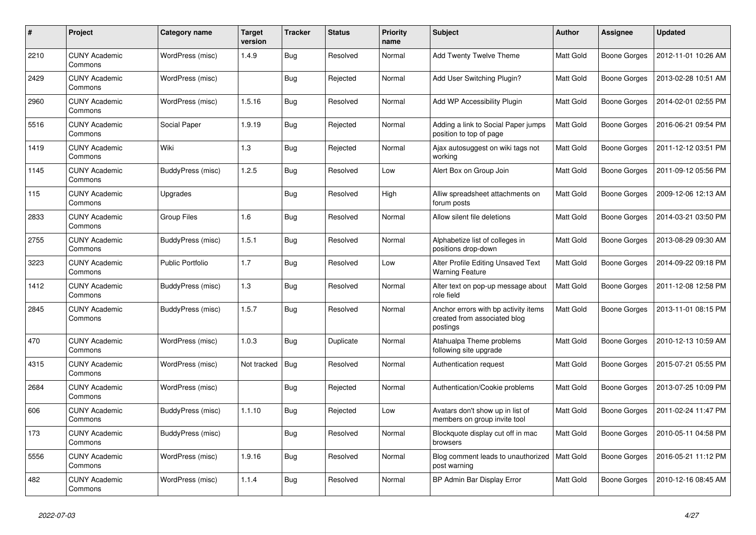| # | Project | Category name | Target version | Tracker | Status | Priority name | Subject | Author | Assignee | Updated |
|---|---|---|---|---|---|---|---|---|---|---|
| 2210 | CUNY Academic Commons | WordPress (misc) | 1.4.9 | Bug | Resolved | Normal | Add Twenty Twelve Theme | Matt Gold | Boone Gorges | 2012-11-01 10:26 AM |
| 2429 | CUNY Academic Commons | WordPress (misc) | | Bug | Rejected | Normal | Add User Switching Plugin? | Matt Gold | Boone Gorges | 2013-02-28 10:51 AM |
| 2960 | CUNY Academic Commons | WordPress (misc) | 1.5.16 | Bug | Resolved | Normal | Add WP Accessibility Plugin | Matt Gold | Boone Gorges | 2014-02-01 02:55 PM |
| 5516 | CUNY Academic Commons | Social Paper | 1.9.19 | Bug | Rejected | Normal | Adding a link to Social Paper jumps position to top of page | Matt Gold | Boone Gorges | 2016-06-21 09:54 PM |
| 1419 | CUNY Academic Commons | Wiki | 1.3 | Bug | Rejected | Normal | Ajax autosuggest on wiki tags not working | Matt Gold | Boone Gorges | 2011-12-12 03:51 PM |
| 1145 | CUNY Academic Commons | BuddyPress (misc) | 1.2.5 | Bug | Resolved | Low | Alert Box on Group Join | Matt Gold | Boone Gorges | 2011-09-12 05:56 PM |
| 115 | CUNY Academic Commons | Upgrades | | Bug | Resolved | High | Alliw spreadsheet attachments on forum posts | Matt Gold | Boone Gorges | 2009-12-06 12:13 AM |
| 2833 | CUNY Academic Commons | Group Files | 1.6 | Bug | Resolved | Normal | Allow silent file deletions | Matt Gold | Boone Gorges | 2014-03-21 03:50 PM |
| 2755 | CUNY Academic Commons | BuddyPress (misc) | 1.5.1 | Bug | Resolved | Normal | Alphabetize list of colleges in positions drop-down | Matt Gold | Boone Gorges | 2013-08-29 09:30 AM |
| 3223 | CUNY Academic Commons | Public Portfolio | 1.7 | Bug | Resolved | Low | Alter Profile Editing Unsaved Text Warning Feature | Matt Gold | Boone Gorges | 2014-09-22 09:18 PM |
| 1412 | CUNY Academic Commons | BuddyPress (misc) | 1.3 | Bug | Resolved | Normal | Alter text on pop-up message about role field | Matt Gold | Boone Gorges | 2011-12-08 12:58 PM |
| 2845 | CUNY Academic Commons | BuddyPress (misc) | 1.5.7 | Bug | Resolved | Normal | Anchor errors with bp activity items created from associated blog postings | Matt Gold | Boone Gorges | 2013-11-01 08:15 PM |
| 470 | CUNY Academic Commons | WordPress (misc) | 1.0.3 | Bug | Duplicate | Normal | Atahualpa Theme problems following site upgrade | Matt Gold | Boone Gorges | 2010-12-13 10:59 AM |
| 4315 | CUNY Academic Commons | WordPress (misc) | Not tracked | Bug | Resolved | Normal | Authentication request | Matt Gold | Boone Gorges | 2015-07-21 05:55 PM |
| 2684 | CUNY Academic Commons | WordPress (misc) | | Bug | Rejected | Normal | Authentication/Cookie problems | Matt Gold | Boone Gorges | 2013-07-25 10:09 PM |
| 606 | CUNY Academic Commons | BuddyPress (misc) | 1.1.10 | Bug | Rejected | Low | Avatars don't show up in list of members on group invite tool | Matt Gold | Boone Gorges | 2011-02-24 11:47 PM |
| 173 | CUNY Academic Commons | BuddyPress (misc) | | Bug | Resolved | Normal | Blockquote display cut off in mac browsers | Matt Gold | Boone Gorges | 2010-05-11 04:58 PM |
| 5556 | CUNY Academic Commons | WordPress (misc) | 1.9.16 | Bug | Resolved | Normal | Blog comment leads to unauthorized post warning | Matt Gold | Boone Gorges | 2016-05-21 11:12 PM |
| 482 | CUNY Academic Commons | WordPress (misc) | 1.1.4 | Bug | Resolved | Normal | BP Admin Bar Display Error | Matt Gold | Boone Gorges | 2010-12-16 08:45 AM |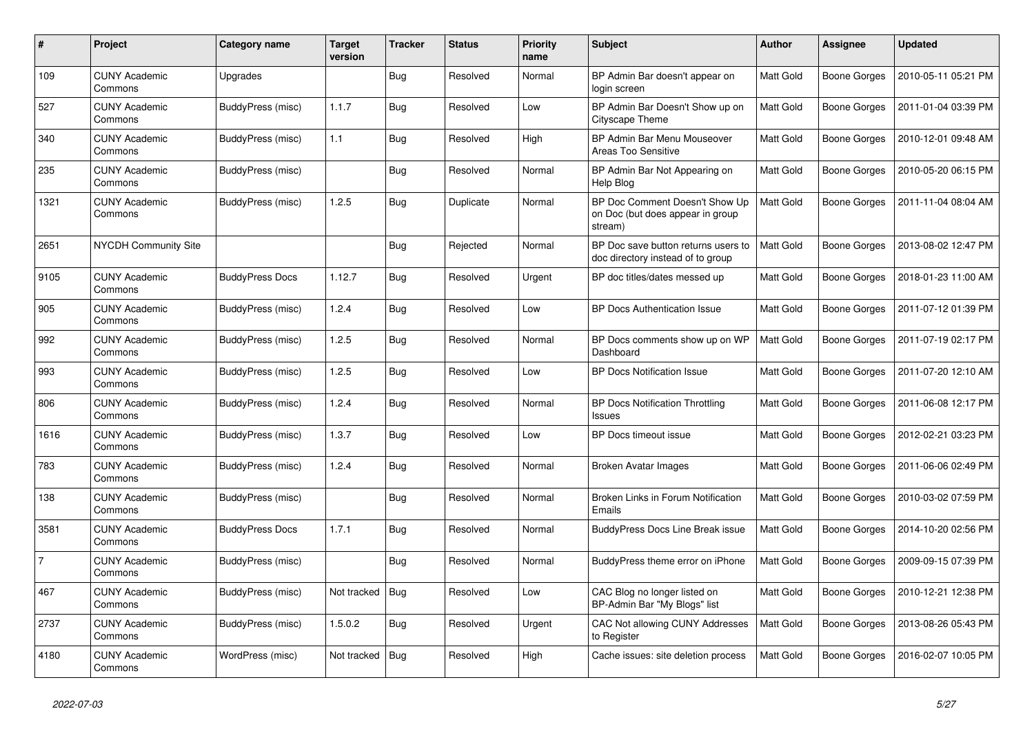| # | Project | Category name | Target version | Tracker | Status | Priority name | Subject | Author | Assignee | Updated |
|---|---|---|---|---|---|---|---|---|---|---|
| 109 | CUNY Academic Commons | Upgrades | | Bug | Resolved | Normal | BP Admin Bar doesn't appear on login screen | Matt Gold | Boone Gorges | 2010-05-11 05:21 PM |
| 527 | CUNY Academic Commons | BuddyPress (misc) | 1.1.7 | Bug | Resolved | Low | BP Admin Bar Doesn't Show up on Cityscape Theme | Matt Gold | Boone Gorges | 2011-01-04 03:39 PM |
| 340 | CUNY Academic Commons | BuddyPress (misc) | 1.1 | Bug | Resolved | High | BP Admin Bar Menu Mouseover Areas Too Sensitive | Matt Gold | Boone Gorges | 2010-12-01 09:48 AM |
| 235 | CUNY Academic Commons | BuddyPress (misc) | | Bug | Resolved | Normal | BP Admin Bar Not Appearing on Help Blog | Matt Gold | Boone Gorges | 2010-05-20 06:15 PM |
| 1321 | CUNY Academic Commons | BuddyPress (misc) | 1.2.5 | Bug | Duplicate | Normal | BP Doc Comment Doesn't Show Up on Doc (but does appear in group stream) | Matt Gold | Boone Gorges | 2011-11-04 08:04 AM |
| 2651 | NYCDH Community Site | | | Bug | Rejected | Normal | BP Doc save button returns users to doc directory instead of to group | Matt Gold | Boone Gorges | 2013-08-02 12:47 PM |
| 9105 | CUNY Academic Commons | BuddyPress Docs | 1.12.7 | Bug | Resolved | Urgent | BP doc titles/dates messed up | Matt Gold | Boone Gorges | 2018-01-23 11:00 AM |
| 905 | CUNY Academic Commons | BuddyPress (misc) | 1.2.4 | Bug | Resolved | Low | BP Docs Authentication Issue | Matt Gold | Boone Gorges | 2011-07-12 01:39 PM |
| 992 | CUNY Academic Commons | BuddyPress (misc) | 1.2.5 | Bug | Resolved | Normal | BP Docs comments show up on WP Dashboard | Matt Gold | Boone Gorges | 2011-07-19 02:17 PM |
| 993 | CUNY Academic Commons | BuddyPress (misc) | 1.2.5 | Bug | Resolved | Low | BP Docs Notification Issue | Matt Gold | Boone Gorges | 2011-07-20 12:10 AM |
| 806 | CUNY Academic Commons | BuddyPress (misc) | 1.2.4 | Bug | Resolved | Normal | BP Docs Notification Throttling Issues | Matt Gold | Boone Gorges | 2011-06-08 12:17 PM |
| 1616 | CUNY Academic Commons | BuddyPress (misc) | 1.3.7 | Bug | Resolved | Low | BP Docs timeout issue | Matt Gold | Boone Gorges | 2012-02-21 03:23 PM |
| 783 | CUNY Academic Commons | BuddyPress (misc) | 1.2.4 | Bug | Resolved | Normal | Broken Avatar Images | Matt Gold | Boone Gorges | 2011-06-06 02:49 PM |
| 138 | CUNY Academic Commons | BuddyPress (misc) | | Bug | Resolved | Normal | Broken Links in Forum Notification Emails | Matt Gold | Boone Gorges | 2010-03-02 07:59 PM |
| 3581 | CUNY Academic Commons | BuddyPress Docs | 1.7.1 | Bug | Resolved | Normal | BuddyPress Docs Line Break issue | Matt Gold | Boone Gorges | 2014-10-20 02:56 PM |
| 7 | CUNY Academic Commons | BuddyPress (misc) | | Bug | Resolved | Normal | BuddyPress theme error on iPhone | Matt Gold | Boone Gorges | 2009-09-15 07:39 PM |
| 467 | CUNY Academic Commons | BuddyPress (misc) | Not tracked | Bug | Resolved | Low | CAC Blog no longer listed on BP-Admin Bar "My Blogs" list | Matt Gold | Boone Gorges | 2010-12-21 12:38 PM |
| 2737 | CUNY Academic Commons | BuddyPress (misc) | 1.5.0.2 | Bug | Resolved | Urgent | CAC Not allowing CUNY Addresses to Register | Matt Gold | Boone Gorges | 2013-08-26 05:43 PM |
| 4180 | CUNY Academic Commons | WordPress (misc) | Not tracked | Bug | Resolved | High | Cache issues: site deletion process | Matt Gold | Boone Gorges | 2016-02-07 10:05 PM |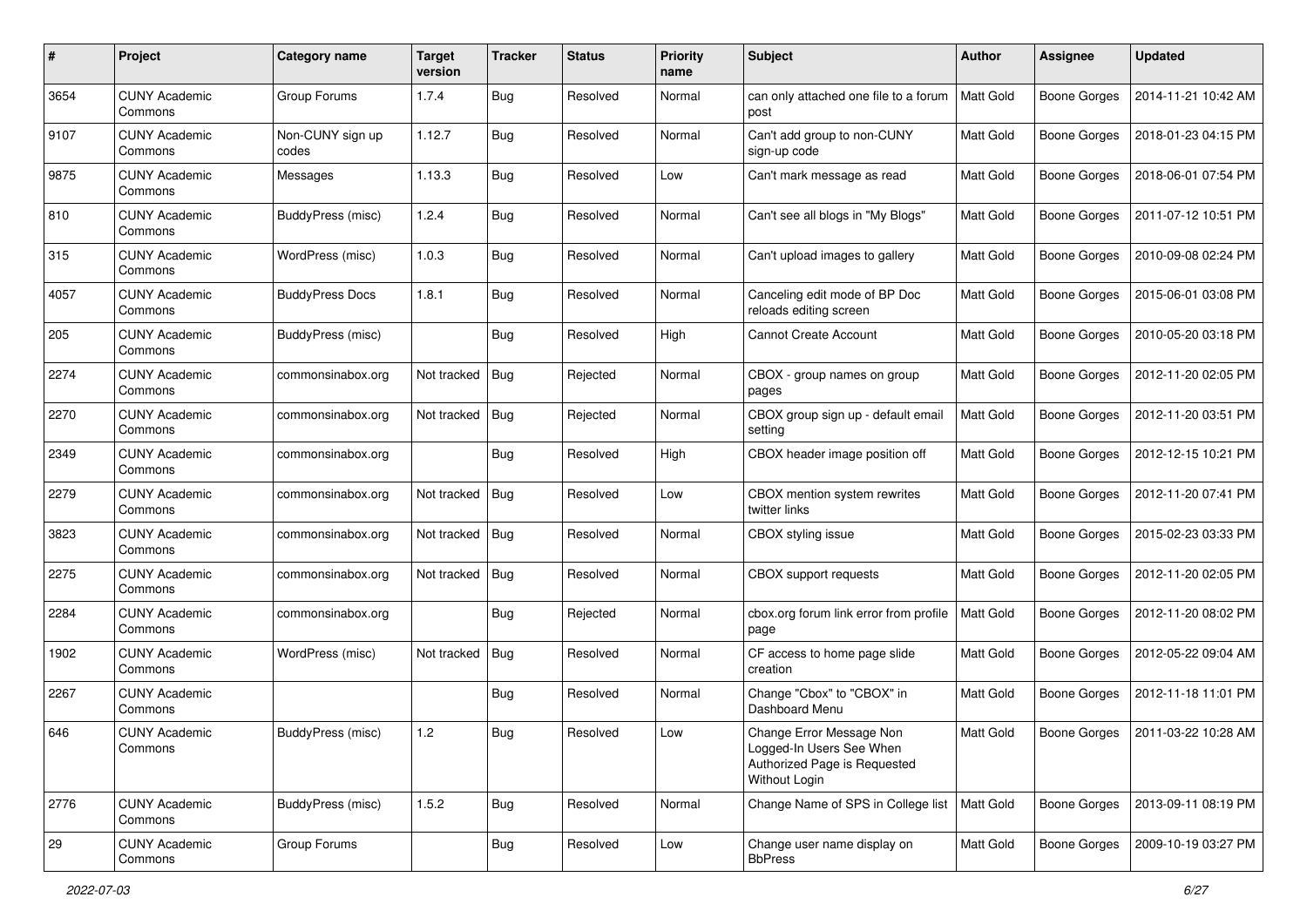| # | Project | Category name | Target version | Tracker | Status | Priority name | Subject | Author | Assignee | Updated |
|---|---|---|---|---|---|---|---|---|---|---|
| 3654 | CUNY Academic Commons | Group Forums | 1.7.4 | Bug | Resolved | Normal | can only attached one file to a forum post | Matt Gold | Boone Gorges | 2014-11-21 10:42 AM |
| 9107 | CUNY Academic Commons | Non-CUNY sign up codes | 1.12.7 | Bug | Resolved | Normal | Can't add group to non-CUNY sign-up code | Matt Gold | Boone Gorges | 2018-01-23 04:15 PM |
| 9875 | CUNY Academic Commons | Messages | 1.13.3 | Bug | Resolved | Low | Can't mark message as read | Matt Gold | Boone Gorges | 2018-06-01 07:54 PM |
| 810 | CUNY Academic Commons | BuddyPress (misc) | 1.2.4 | Bug | Resolved | Normal | Can't see all blogs in "My Blogs" | Matt Gold | Boone Gorges | 2011-07-12 10:51 PM |
| 315 | CUNY Academic Commons | WordPress (misc) | 1.0.3 | Bug | Resolved | Normal | Can't upload images to gallery | Matt Gold | Boone Gorges | 2010-09-08 02:24 PM |
| 4057 | CUNY Academic Commons | BuddyPress Docs | 1.8.1 | Bug | Resolved | Normal | Canceling edit mode of BP Doc reloads editing screen | Matt Gold | Boone Gorges | 2015-06-01 03:08 PM |
| 205 | CUNY Academic Commons | BuddyPress (misc) | | Bug | Resolved | High | Cannot Create Account | Matt Gold | Boone Gorges | 2010-05-20 03:18 PM |
| 2274 | CUNY Academic Commons | commonsinabox.org | Not tracked | Bug | Rejected | Normal | CBOX - group names on group pages | Matt Gold | Boone Gorges | 2012-11-20 02:05 PM |
| 2270 | CUNY Academic Commons | commonsinabox.org | Not tracked | Bug | Rejected | Normal | CBOX group sign up - default email setting | Matt Gold | Boone Gorges | 2012-11-20 03:51 PM |
| 2349 | CUNY Academic Commons | commonsinabox.org | | Bug | Resolved | High | CBOX header image position off | Matt Gold | Boone Gorges | 2012-12-15 10:21 PM |
| 2279 | CUNY Academic Commons | commonsinabox.org | Not tracked | Bug | Resolved | Low | CBOX mention system rewrites twitter links | Matt Gold | Boone Gorges | 2012-11-20 07:41 PM |
| 3823 | CUNY Academic Commons | commonsinabox.org | Not tracked | Bug | Resolved | Normal | CBOX styling issue | Matt Gold | Boone Gorges | 2015-02-23 03:33 PM |
| 2275 | CUNY Academic Commons | commonsinabox.org | Not tracked | Bug | Resolved | Normal | CBOX support requests | Matt Gold | Boone Gorges | 2012-11-20 02:05 PM |
| 2284 | CUNY Academic Commons | commonsinabox.org | | Bug | Rejected | Normal | cbox.org forum link error from profile page | Matt Gold | Boone Gorges | 2012-11-20 08:02 PM |
| 1902 | CUNY Academic Commons | WordPress (misc) | Not tracked | Bug | Resolved | Normal | CF access to home page slide creation | Matt Gold | Boone Gorges | 2012-05-22 09:04 AM |
| 2267 | CUNY Academic Commons | | | Bug | Resolved | Normal | Change "Cbox" to "CBOX" in Dashboard Menu | Matt Gold | Boone Gorges | 2012-11-18 11:01 PM |
| 646 | CUNY Academic Commons | BuddyPress (misc) | 1.2 | Bug | Resolved | Low | Change Error Message Non Logged-In Users See When Authorized Page is Requested Without Login | Matt Gold | Boone Gorges | 2011-03-22 10:28 AM |
| 2776 | CUNY Academic Commons | BuddyPress (misc) | 1.5.2 | Bug | Resolved | Normal | Change Name of SPS in College list | Matt Gold | Boone Gorges | 2013-09-11 08:19 PM |
| 29 | CUNY Academic Commons | Group Forums | | Bug | Resolved | Low | Change user name display on BbPress | Matt Gold | Boone Gorges | 2009-10-19 03:27 PM |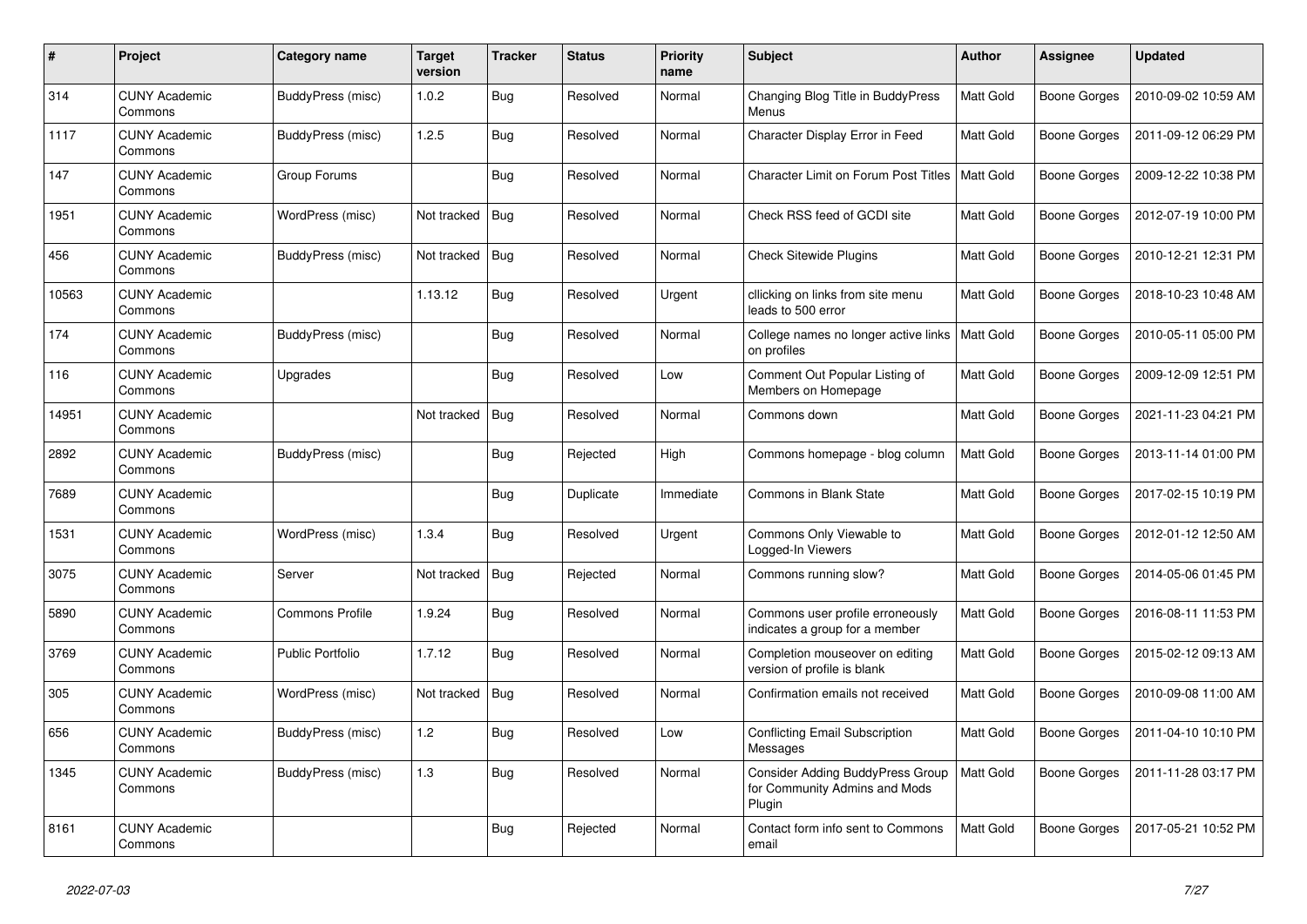| # | Project | Category name | Target version | Tracker | Status | Priority name | Subject | Author | Assignee | Updated |
|---|---|---|---|---|---|---|---|---|---|---|
| 314 | CUNY Academic Commons | BuddyPress (misc) | 1.0.2 | Bug | Resolved | Normal | Changing Blog Title in BuddyPress Menus | Matt Gold | Boone Gorges | 2010-09-02 10:59 AM |
| 1117 | CUNY Academic Commons | BuddyPress (misc) | 1.2.5 | Bug | Resolved | Normal | Character Display Error in Feed | Matt Gold | Boone Gorges | 2011-09-12 06:29 PM |
| 147 | CUNY Academic Commons | Group Forums | | Bug | Resolved | Normal | Character Limit on Forum Post Titles | Matt Gold | Boone Gorges | 2009-12-22 10:38 PM |
| 1951 | CUNY Academic Commons | WordPress (misc) | Not tracked | Bug | Resolved | Normal | Check RSS feed of GCDI site | Matt Gold | Boone Gorges | 2012-07-19 10:00 PM |
| 456 | CUNY Academic Commons | BuddyPress (misc) | Not tracked | Bug | Resolved | Normal | Check Sitewide Plugins | Matt Gold | Boone Gorges | 2010-12-21 12:31 PM |
| 10563 | CUNY Academic Commons | | 1.13.12 | Bug | Resolved | Urgent | cllicking on links from site menu leads to 500 error | Matt Gold | Boone Gorges | 2018-10-23 10:48 AM |
| 174 | CUNY Academic Commons | BuddyPress (misc) | | Bug | Resolved | Normal | College names no longer active links on profiles | Matt Gold | Boone Gorges | 2010-05-11 05:00 PM |
| 116 | CUNY Academic Commons | Upgrades | | Bug | Resolved | Low | Comment Out Popular Listing of Members on Homepage | Matt Gold | Boone Gorges | 2009-12-09 12:51 PM |
| 14951 | CUNY Academic Commons | | Not tracked | Bug | Resolved | Normal | Commons down | Matt Gold | Boone Gorges | 2021-11-23 04:21 PM |
| 2892 | CUNY Academic Commons | BuddyPress (misc) | | Bug | Rejected | High | Commons homepage - blog column | Matt Gold | Boone Gorges | 2013-11-14 01:00 PM |
| 7689 | CUNY Academic Commons | | | Bug | Duplicate | Immediate | Commons in Blank State | Matt Gold | Boone Gorges | 2017-02-15 10:19 PM |
| 1531 | CUNY Academic Commons | WordPress (misc) | 1.3.4 | Bug | Resolved | Urgent | Commons Only Viewable to Logged-In Viewers | Matt Gold | Boone Gorges | 2012-01-12 12:50 AM |
| 3075 | CUNY Academic Commons | Server | Not tracked | Bug | Rejected | Normal | Commons running slow? | Matt Gold | Boone Gorges | 2014-05-06 01:45 PM |
| 5890 | CUNY Academic Commons | Commons Profile | 1.9.24 | Bug | Resolved | Normal | Commons user profile erroneously indicates a group for a member | Matt Gold | Boone Gorges | 2016-08-11 11:53 PM |
| 3769 | CUNY Academic Commons | Public Portfolio | 1.7.12 | Bug | Resolved | Normal | Completion mouseover on editing version of profile is blank | Matt Gold | Boone Gorges | 2015-02-12 09:13 AM |
| 305 | CUNY Academic Commons | WordPress (misc) | Not tracked | Bug | Resolved | Normal | Confirmation emails not received | Matt Gold | Boone Gorges | 2010-09-08 11:00 AM |
| 656 | CUNY Academic Commons | BuddyPress (misc) | 1.2 | Bug | Resolved | Low | Conflicting Email Subscription Messages | Matt Gold | Boone Gorges | 2011-04-10 10:10 PM |
| 1345 | CUNY Academic Commons | BuddyPress (misc) | 1.3 | Bug | Resolved | Normal | Consider Adding BuddyPress Group for Community Admins and Mods Plugin | Matt Gold | Boone Gorges | 2011-11-28 03:17 PM |
| 8161 | CUNY Academic Commons | | | Bug | Rejected | Normal | Contact form info sent to Commons email | Matt Gold | Boone Gorges | 2017-05-21 10:52 PM |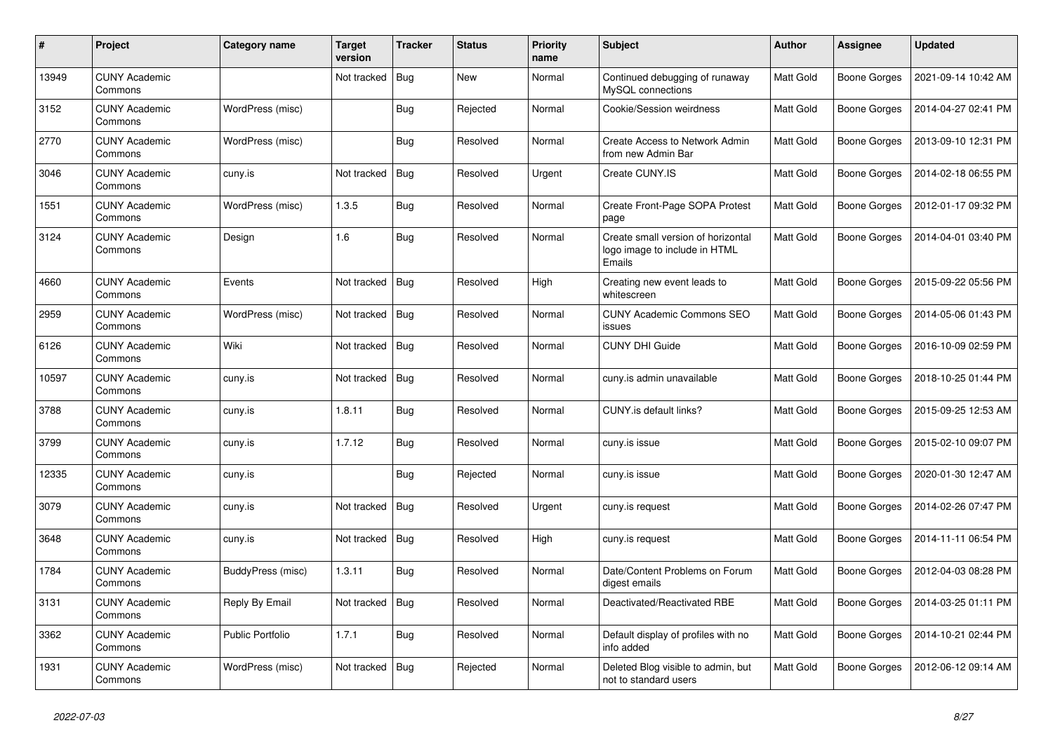| # | Project | Category name | Target version | Tracker | Status | Priority name | Subject | Author | Assignee | Updated |
|---|---|---|---|---|---|---|---|---|---|---|
| 13949 | CUNY Academic Commons | | Not tracked | Bug | New | Normal | Continued debugging of runaway MySQL connections | Matt Gold | Boone Gorges | 2021-09-14 10:42 AM |
| 3152 | CUNY Academic Commons | WordPress (misc) | | Bug | Rejected | Normal | Cookie/Session weirdness | Matt Gold | Boone Gorges | 2014-04-27 02:41 PM |
| 2770 | CUNY Academic Commons | WordPress (misc) | | Bug | Resolved | Normal | Create Access to Network Admin from new Admin Bar | Matt Gold | Boone Gorges | 2013-09-10 12:31 PM |
| 3046 | CUNY Academic Commons | cuny.is | Not tracked | Bug | Resolved | Urgent | Create CUNY.IS | Matt Gold | Boone Gorges | 2014-02-18 06:55 PM |
| 1551 | CUNY Academic Commons | WordPress (misc) | 1.3.5 | Bug | Resolved | Normal | Create Front-Page SOPA Protest page | Matt Gold | Boone Gorges | 2012-01-17 09:32 PM |
| 3124 | CUNY Academic Commons | Design | 1.6 | Bug | Resolved | Normal | Create small version of horizontal logo image to include in HTML Emails | Matt Gold | Boone Gorges | 2014-04-01 03:40 PM |
| 4660 | CUNY Academic Commons | Events | Not tracked | Bug | Resolved | High | Creating new event leads to whitescreen | Matt Gold | Boone Gorges | 2015-09-22 05:56 PM |
| 2959 | CUNY Academic Commons | WordPress (misc) | Not tracked | Bug | Resolved | Normal | CUNY Academic Commons SEO issues | Matt Gold | Boone Gorges | 2014-05-06 01:43 PM |
| 6126 | CUNY Academic Commons | Wiki | Not tracked | Bug | Resolved | Normal | CUNY DHI Guide | Matt Gold | Boone Gorges | 2016-10-09 02:59 PM |
| 10597 | CUNY Academic Commons | cuny.is | Not tracked | Bug | Resolved | Normal | cuny.is admin unavailable | Matt Gold | Boone Gorges | 2018-10-25 01:44 PM |
| 3788 | CUNY Academic Commons | cuny.is | 1.8.11 | Bug | Resolved | Normal | CUNY.is default links? | Matt Gold | Boone Gorges | 2015-09-25 12:53 AM |
| 3799 | CUNY Academic Commons | cuny.is | 1.7.12 | Bug | Resolved | Normal | cuny.is issue | Matt Gold | Boone Gorges | 2015-02-10 09:07 PM |
| 12335 | CUNY Academic Commons | cuny.is | | Bug | Rejected | Normal | cuny.is issue | Matt Gold | Boone Gorges | 2020-01-30 12:47 AM |
| 3079 | CUNY Academic Commons | cuny.is | Not tracked | Bug | Resolved | Urgent | cuny.is request | Matt Gold | Boone Gorges | 2014-02-26 07:47 PM |
| 3648 | CUNY Academic Commons | cuny.is | Not tracked | Bug | Resolved | High | cuny.is request | Matt Gold | Boone Gorges | 2014-11-11 06:54 PM |
| 1784 | CUNY Academic Commons | BuddyPress (misc) | 1.3.11 | Bug | Resolved | Normal | Date/Content Problems on Forum digest emails | Matt Gold | Boone Gorges | 2012-04-03 08:28 PM |
| 3131 | CUNY Academic Commons | Reply By Email | Not tracked | Bug | Resolved | Normal | Deactivated/Reactivated RBE | Matt Gold | Boone Gorges | 2014-03-25 01:11 PM |
| 3362 | CUNY Academic Commons | Public Portfolio | 1.7.1 | Bug | Resolved | Normal | Default display of profiles with no info added | Matt Gold | Boone Gorges | 2014-10-21 02:44 PM |
| 1931 | CUNY Academic Commons | WordPress (misc) | Not tracked | Bug | Rejected | Normal | Deleted Blog visible to admin, but not to standard users | Matt Gold | Boone Gorges | 2012-06-12 09:14 AM |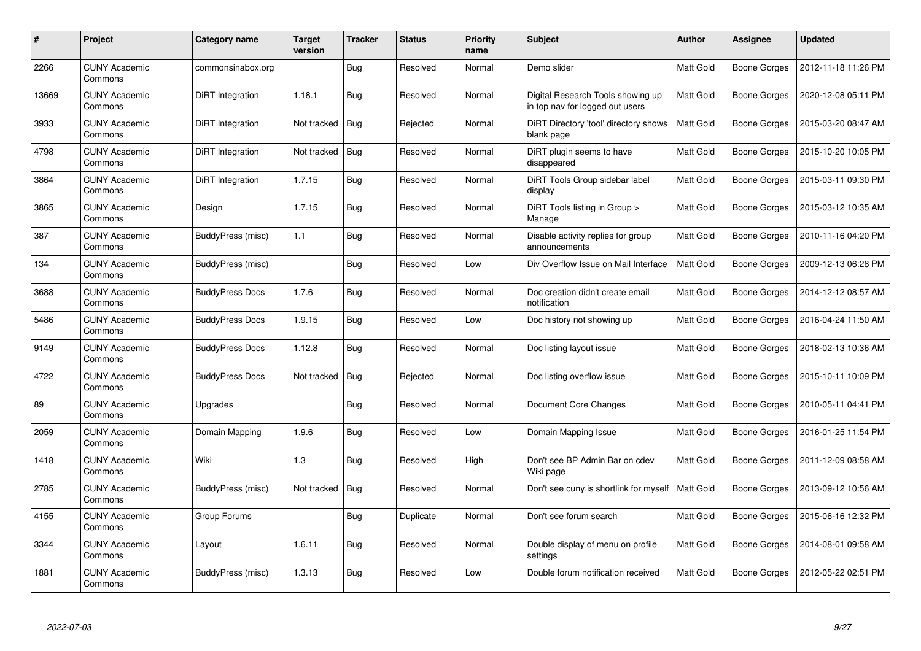| # | Project | Category name | Target version | Tracker | Status | Priority name | Subject | Author | Assignee | Updated |
|---|---|---|---|---|---|---|---|---|---|---|
| 2266 | CUNY Academic Commons | commonsinabox.org | | Bug | Resolved | Normal | Demo slider | Matt Gold | Boone Gorges | 2012-11-18 11:26 PM |
| 13669 | CUNY Academic Commons | DiRT Integration | 1.18.1 | Bug | Resolved | Normal | Digital Research Tools showing up in top nav for logged out users | Matt Gold | Boone Gorges | 2020-12-08 05:11 PM |
| 3933 | CUNY Academic Commons | DiRT Integration | Not tracked | Bug | Rejected | Normal | DiRT Directory 'tool' directory shows blank page | Matt Gold | Boone Gorges | 2015-03-20 08:47 AM |
| 4798 | CUNY Academic Commons | DiRT Integration | Not tracked | Bug | Resolved | Normal | DiRT plugin seems to have disappeared | Matt Gold | Boone Gorges | 2015-10-20 10:05 PM |
| 3864 | CUNY Academic Commons | DiRT Integration | 1.7.15 | Bug | Resolved | Normal | DiRT Tools Group sidebar label display | Matt Gold | Boone Gorges | 2015-03-11 09:30 PM |
| 3865 | CUNY Academic Commons | Design | 1.7.15 | Bug | Resolved | Normal | DiRT Tools listing in Group > Manage | Matt Gold | Boone Gorges | 2015-03-12 10:35 AM |
| 387 | CUNY Academic Commons | BuddyPress (misc) | 1.1 | Bug | Resolved | Normal | Disable activity replies for group announcements | Matt Gold | Boone Gorges | 2010-11-16 04:20 PM |
| 134 | CUNY Academic Commons | BuddyPress (misc) | | Bug | Resolved | Low | Div Overflow Issue on Mail Interface | Matt Gold | Boone Gorges | 2009-12-13 06:28 PM |
| 3688 | CUNY Academic Commons | BuddyPress Docs | 1.7.6 | Bug | Resolved | Normal | Doc creation didn't create email notification | Matt Gold | Boone Gorges | 2014-12-12 08:57 AM |
| 5486 | CUNY Academic Commons | BuddyPress Docs | 1.9.15 | Bug | Resolved | Low | Doc history not showing up | Matt Gold | Boone Gorges | 2016-04-24 11:50 AM |
| 9149 | CUNY Academic Commons | BuddyPress Docs | 1.12.8 | Bug | Resolved | Normal | Doc listing layout issue | Matt Gold | Boone Gorges | 2018-02-13 10:36 AM |
| 4722 | CUNY Academic Commons | BuddyPress Docs | Not tracked | Bug | Rejected | Normal | Doc listing overflow issue | Matt Gold | Boone Gorges | 2015-10-11 10:09 PM |
| 89 | CUNY Academic Commons | Upgrades | | Bug | Resolved | Normal | Document Core Changes | Matt Gold | Boone Gorges | 2010-05-11 04:41 PM |
| 2059 | CUNY Academic Commons | Domain Mapping | 1.9.6 | Bug | Resolved | Low | Domain Mapping Issue | Matt Gold | Boone Gorges | 2016-01-25 11:54 PM |
| 1418 | CUNY Academic Commons | Wiki | 1.3 | Bug | Resolved | High | Don't see BP Admin Bar on cdev Wiki page | Matt Gold | Boone Gorges | 2011-12-09 08:58 AM |
| 2785 | CUNY Academic Commons | BuddyPress (misc) | Not tracked | Bug | Resolved | Normal | Don't see cuny.is shortlink for myself | Matt Gold | Boone Gorges | 2013-09-12 10:56 AM |
| 4155 | CUNY Academic Commons | Group Forums | | Bug | Duplicate | Normal | Don't see forum search | Matt Gold | Boone Gorges | 2015-06-16 12:32 PM |
| 3344 | CUNY Academic Commons | Layout | 1.6.11 | Bug | Resolved | Normal | Double display of menu on profile settings | Matt Gold | Boone Gorges | 2014-08-01 09:58 AM |
| 1881 | CUNY Academic Commons | BuddyPress (misc) | 1.3.13 | Bug | Resolved | Low | Double forum notification received | Matt Gold | Boone Gorges | 2012-05-22 02:51 PM |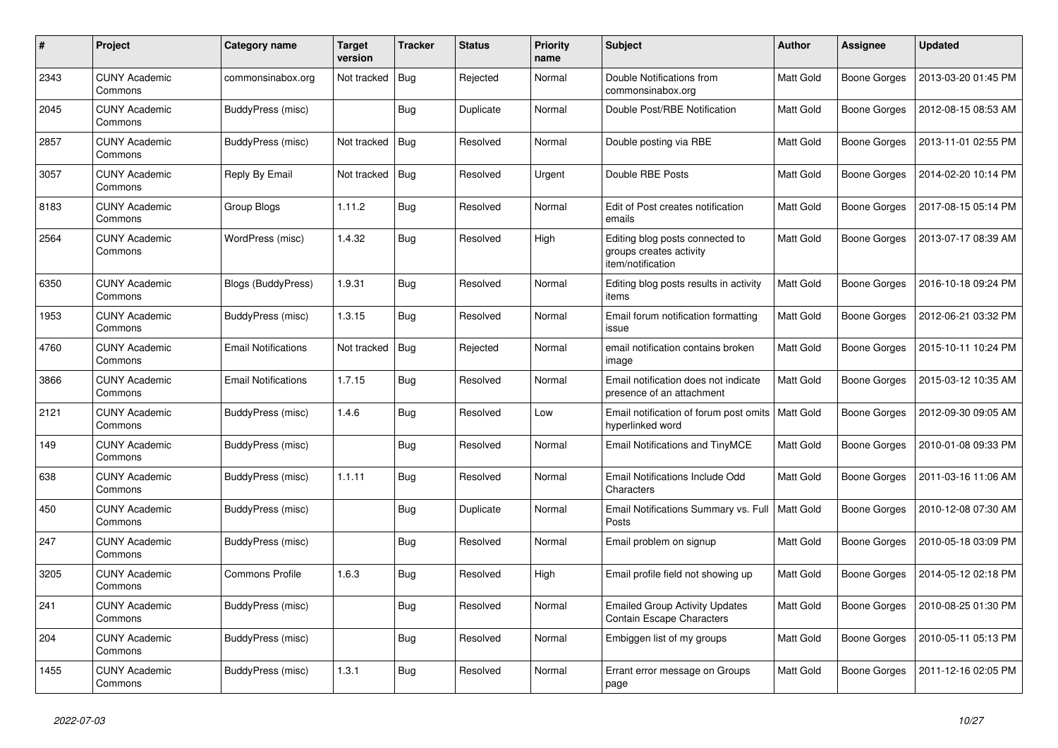| # | Project | Category name | Target version | Tracker | Status | Priority name | Subject | Author | Assignee | Updated |
|---|---|---|---|---|---|---|---|---|---|---|
| 2343 | CUNY Academic Commons | commonsinabox.org | Not tracked | Bug | Rejected | Normal | Double Notifications from commonsinabox.org | Matt Gold | Boone Gorges | 2013-03-20 01:45 PM |
| 2045 | CUNY Academic Commons | BuddyPress (misc) | | Bug | Duplicate | Normal | Double Post/RBE Notification | Matt Gold | Boone Gorges | 2012-08-15 08:53 AM |
| 2857 | CUNY Academic Commons | BuddyPress (misc) | Not tracked | Bug | Resolved | Normal | Double posting via RBE | Matt Gold | Boone Gorges | 2013-11-01 02:55 PM |
| 3057 | CUNY Academic Commons | Reply By Email | Not tracked | Bug | Resolved | Urgent | Double RBE Posts | Matt Gold | Boone Gorges | 2014-02-20 10:14 PM |
| 8183 | CUNY Academic Commons | Group Blogs | 1.11.2 | Bug | Resolved | Normal | Edit of Post creates notification emails | Matt Gold | Boone Gorges | 2017-08-15 05:14 PM |
| 2564 | CUNY Academic Commons | WordPress (misc) | 1.4.32 | Bug | Resolved | High | Editing blog posts connected to groups creates activity item/notification | Matt Gold | Boone Gorges | 2013-07-17 08:39 AM |
| 6350 | CUNY Academic Commons | Blogs (BuddyPress) | 1.9.31 | Bug | Resolved | Normal | Editing blog posts results in activity items | Matt Gold | Boone Gorges | 2016-10-18 09:24 PM |
| 1953 | CUNY Academic Commons | BuddyPress (misc) | 1.3.15 | Bug | Resolved | Normal | Email forum notification formatting issue | Matt Gold | Boone Gorges | 2012-06-21 03:32 PM |
| 4760 | CUNY Academic Commons | Email Notifications | Not tracked | Bug | Rejected | Normal | email notification contains broken image | Matt Gold | Boone Gorges | 2015-10-11 10:24 PM |
| 3866 | CUNY Academic Commons | Email Notifications | 1.7.15 | Bug | Resolved | Normal | Email notification does not indicate presence of an attachment | Matt Gold | Boone Gorges | 2015-03-12 10:35 AM |
| 2121 | CUNY Academic Commons | BuddyPress (misc) | 1.4.6 | Bug | Resolved | Low | Email notification of forum post omits hyperlinked word | Matt Gold | Boone Gorges | 2012-09-30 09:05 AM |
| 149 | CUNY Academic Commons | BuddyPress (misc) | | Bug | Resolved | Normal | Email Notifications and TinyMCE | Matt Gold | Boone Gorges | 2010-01-08 09:33 PM |
| 638 | CUNY Academic Commons | BuddyPress (misc) | 1.1.11 | Bug | Resolved | Normal | Email Notifications Include Odd Characters | Matt Gold | Boone Gorges | 2011-03-16 11:06 AM |
| 450 | CUNY Academic Commons | BuddyPress (misc) | | Bug | Duplicate | Normal | Email Notifications Summary vs. Full Posts | Matt Gold | Boone Gorges | 2010-12-08 07:30 AM |
| 247 | CUNY Academic Commons | BuddyPress (misc) | | Bug | Resolved | Normal | Email problem on signup | Matt Gold | Boone Gorges | 2010-05-18 03:09 PM |
| 3205 | CUNY Academic Commons | Commons Profile | 1.6.3 | Bug | Resolved | High | Email profile field not showing up | Matt Gold | Boone Gorges | 2014-05-12 02:18 PM |
| 241 | CUNY Academic Commons | BuddyPress (misc) | | Bug | Resolved | Normal | Emailed Group Activity Updates Contain Escape Characters | Matt Gold | Boone Gorges | 2010-08-25 01:30 PM |
| 204 | CUNY Academic Commons | BuddyPress (misc) | | Bug | Resolved | Normal | Embiggen list of my groups | Matt Gold | Boone Gorges | 2010-05-11 05:13 PM |
| 1455 | CUNY Academic Commons | BuddyPress (misc) | 1.3.1 | Bug | Resolved | Normal | Errant error message on Groups page | Matt Gold | Boone Gorges | 2011-12-16 02:05 PM |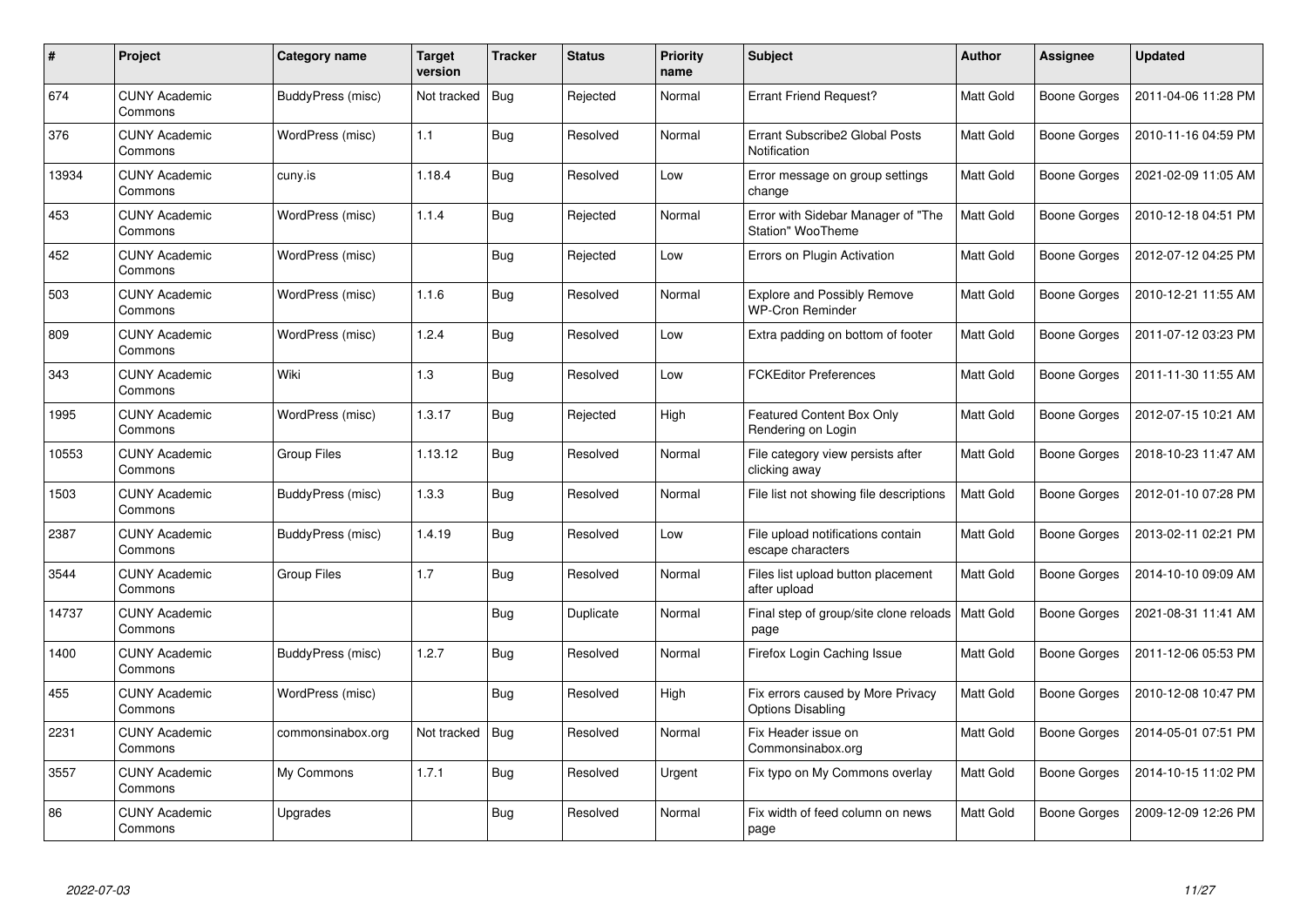| # | Project | Category name | Target version | Tracker | Status | Priority name | Subject | Author | Assignee | Updated |
|---|---|---|---|---|---|---|---|---|---|---|
| 674 | CUNY Academic Commons | BuddyPress (misc) | Not tracked | Bug | Rejected | Normal | Errant Friend Request? | Matt Gold | Boone Gorges | 2011-04-06 11:28 PM |
| 376 | CUNY Academic Commons | WordPress (misc) | 1.1 | Bug | Resolved | Normal | Errant Subscribe2 Global Posts Notification | Matt Gold | Boone Gorges | 2010-11-16 04:59 PM |
| 13934 | CUNY Academic Commons | cuny.is | 1.18.4 | Bug | Resolved | Low | Error message on group settings change | Matt Gold | Boone Gorges | 2021-02-09 11:05 AM |
| 453 | CUNY Academic Commons | WordPress (misc) | 1.1.4 | Bug | Rejected | Normal | Error with Sidebar Manager of "The Station" WooTheme | Matt Gold | Boone Gorges | 2010-12-18 04:51 PM |
| 452 | CUNY Academic Commons | WordPress (misc) | | Bug | Rejected | Low | Errors on Plugin Activation | Matt Gold | Boone Gorges | 2012-07-12 04:25 PM |
| 503 | CUNY Academic Commons | WordPress (misc) | 1.1.6 | Bug | Resolved | Normal | Explore and Possibly Remove WP-Cron Reminder | Matt Gold | Boone Gorges | 2010-12-21 11:55 AM |
| 809 | CUNY Academic Commons | WordPress (misc) | 1.2.4 | Bug | Resolved | Low | Extra padding on bottom of footer | Matt Gold | Boone Gorges | 2011-07-12 03:23 PM |
| 343 | CUNY Academic Commons | Wiki | 1.3 | Bug | Resolved | Low | FCKEditor Preferences | Matt Gold | Boone Gorges | 2011-11-30 11:55 AM |
| 1995 | CUNY Academic Commons | WordPress (misc) | 1.3.17 | Bug | Rejected | High | Featured Content Box Only Rendering on Login | Matt Gold | Boone Gorges | 2012-07-15 10:21 AM |
| 10553 | CUNY Academic Commons | Group Files | 1.13.12 | Bug | Resolved | Normal | File category view persists after clicking away | Matt Gold | Boone Gorges | 2018-10-23 11:47 AM |
| 1503 | CUNY Academic Commons | BuddyPress (misc) | 1.3.3 | Bug | Resolved | Normal | File list not showing file descriptions | Matt Gold | Boone Gorges | 2012-01-10 07:28 PM |
| 2387 | CUNY Academic Commons | BuddyPress (misc) | 1.4.19 | Bug | Resolved | Low | File upload notifications contain escape characters | Matt Gold | Boone Gorges | 2013-02-11 02:21 PM |
| 3544 | CUNY Academic Commons | Group Files | 1.7 | Bug | Resolved | Normal | Files list upload button placement after upload | Matt Gold | Boone Gorges | 2014-10-10 09:09 AM |
| 14737 | CUNY Academic Commons | | | Bug | Duplicate | Normal | Final step of group/site clone reloads page | Matt Gold | Boone Gorges | 2021-08-31 11:41 AM |
| 1400 | CUNY Academic Commons | BuddyPress (misc) | 1.2.7 | Bug | Resolved | Normal | Firefox Login Caching Issue | Matt Gold | Boone Gorges | 2011-12-06 05:53 PM |
| 455 | CUNY Academic Commons | WordPress (misc) | | Bug | Resolved | High | Fix errors caused by More Privacy Options Disabling | Matt Gold | Boone Gorges | 2010-12-08 10:47 PM |
| 2231 | CUNY Academic Commons | commonsinabox.org | Not tracked | Bug | Resolved | Normal | Fix Header issue on Commonsinabox.org | Matt Gold | Boone Gorges | 2014-05-01 07:51 PM |
| 3557 | CUNY Academic Commons | My Commons | 1.7.1 | Bug | Resolved | Urgent | Fix typo on My Commons overlay | Matt Gold | Boone Gorges | 2014-10-15 11:02 PM |
| 86 | CUNY Academic Commons | Upgrades | | Bug | Resolved | Normal | Fix width of feed column on news page | Matt Gold | Boone Gorges | 2009-12-09 12:26 PM |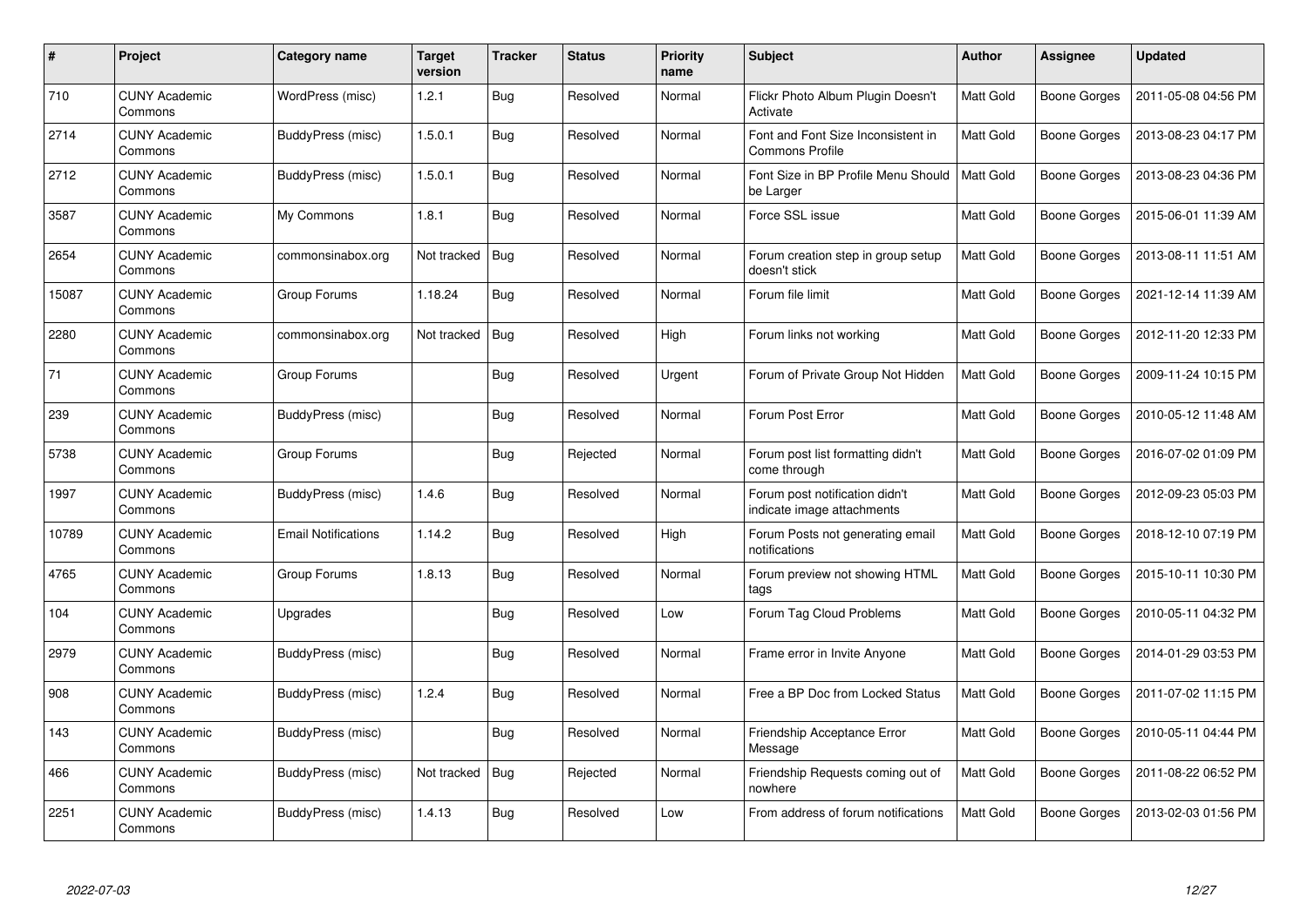| # | Project | Category name | Target version | Tracker | Status | Priority name | Subject | Author | Assignee | Updated |
|---|---|---|---|---|---|---|---|---|---|---|
| 710 | CUNY Academic Commons | WordPress (misc) | 1.2.1 | Bug | Resolved | Normal | Flickr Photo Album Plugin Doesn't Activate | Matt Gold | Boone Gorges | 2011-05-08 04:56 PM |
| 2714 | CUNY Academic Commons | BuddyPress (misc) | 1.5.0.1 | Bug | Resolved | Normal | Font and Font Size Inconsistent in Commons Profile | Matt Gold | Boone Gorges | 2013-08-23 04:17 PM |
| 2712 | CUNY Academic Commons | BuddyPress (misc) | 1.5.0.1 | Bug | Resolved | Normal | Font Size in BP Profile Menu Should be Larger | Matt Gold | Boone Gorges | 2013-08-23 04:36 PM |
| 3587 | CUNY Academic Commons | My Commons | 1.8.1 | Bug | Resolved | Normal | Force SSL issue | Matt Gold | Boone Gorges | 2015-06-01 11:39 AM |
| 2654 | CUNY Academic Commons | commonsinabox.org | Not tracked | Bug | Resolved | Normal | Forum creation step in group setup doesn't stick | Matt Gold | Boone Gorges | 2013-08-11 11:51 AM |
| 15087 | CUNY Academic Commons | Group Forums | 1.18.24 | Bug | Resolved | Normal | Forum file limit | Matt Gold | Boone Gorges | 2021-12-14 11:39 AM |
| 2280 | CUNY Academic Commons | commonsinabox.org | Not tracked | Bug | Resolved | High | Forum links not working | Matt Gold | Boone Gorges | 2012-11-20 12:33 PM |
| 71 | CUNY Academic Commons | Group Forums | | Bug | Resolved | Urgent | Forum of Private Group Not Hidden | Matt Gold | Boone Gorges | 2009-11-24 10:15 PM |
| 239 | CUNY Academic Commons | BuddyPress (misc) | | Bug | Resolved | Normal | Forum Post Error | Matt Gold | Boone Gorges | 2010-05-12 11:48 AM |
| 5738 | CUNY Academic Commons | Group Forums | | Bug | Rejected | Normal | Forum post list formatting didn't come through | Matt Gold | Boone Gorges | 2016-07-02 01:09 PM |
| 1997 | CUNY Academic Commons | BuddyPress (misc) | 1.4.6 | Bug | Resolved | Normal | Forum post notification didn't indicate image attachments | Matt Gold | Boone Gorges | 2012-09-23 05:03 PM |
| 10789 | CUNY Academic Commons | Email Notifications | 1.14.2 | Bug | Resolved | High | Forum Posts not generating email notifications | Matt Gold | Boone Gorges | 2018-12-10 07:19 PM |
| 4765 | CUNY Academic Commons | Group Forums | 1.8.13 | Bug | Resolved | Normal | Forum preview not showing HTML tags | Matt Gold | Boone Gorges | 2015-10-11 10:30 PM |
| 104 | CUNY Academic Commons | Upgrades | | Bug | Resolved | Low | Forum Tag Cloud Problems | Matt Gold | Boone Gorges | 2010-05-11 04:32 PM |
| 2979 | CUNY Academic Commons | BuddyPress (misc) | | Bug | Resolved | Normal | Frame error in Invite Anyone | Matt Gold | Boone Gorges | 2014-01-29 03:53 PM |
| 908 | CUNY Academic Commons | BuddyPress (misc) | 1.2.4 | Bug | Resolved | Normal | Free a BP Doc from Locked Status | Matt Gold | Boone Gorges | 2011-07-02 11:15 PM |
| 143 | CUNY Academic Commons | BuddyPress (misc) | | Bug | Resolved | Normal | Friendship Acceptance Error Message | Matt Gold | Boone Gorges | 2010-05-11 04:44 PM |
| 466 | CUNY Academic Commons | BuddyPress (misc) | Not tracked | Bug | Rejected | Normal | Friendship Requests coming out of nowhere | Matt Gold | Boone Gorges | 2011-08-22 06:52 PM |
| 2251 | CUNY Academic Commons | BuddyPress (misc) | 1.4.13 | Bug | Resolved | Low | From address of forum notifications | Matt Gold | Boone Gorges | 2013-02-03 01:56 PM |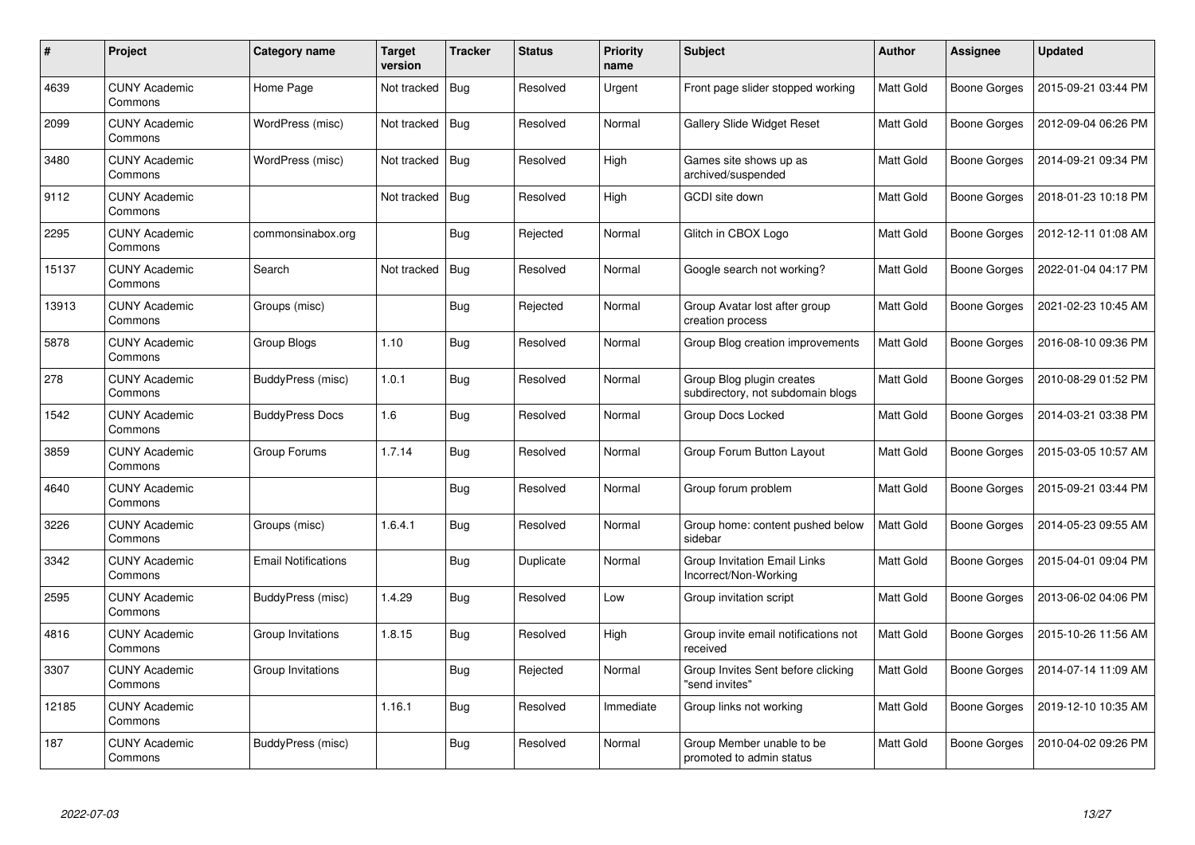| # | Project | Category name | Target version | Tracker | Status | Priority name | Subject | Author | Assignee | Updated |
|---|---|---|---|---|---|---|---|---|---|---|
| 4639 | CUNY Academic Commons | Home Page | Not tracked | Bug | Resolved | Urgent | Front page slider stopped working | Matt Gold | Boone Gorges | 2015-09-21 03:44 PM |
| 2099 | CUNY Academic Commons | WordPress (misc) | Not tracked | Bug | Resolved | Normal | Gallery Slide Widget Reset | Matt Gold | Boone Gorges | 2012-09-04 06:26 PM |
| 3480 | CUNY Academic Commons | WordPress (misc) | Not tracked | Bug | Resolved | High | Games site shows up as archived/suspended | Matt Gold | Boone Gorges | 2014-09-21 09:34 PM |
| 9112 | CUNY Academic Commons | | Not tracked | Bug | Resolved | High | GCDI site down | Matt Gold | Boone Gorges | 2018-01-23 10:18 PM |
| 2295 | CUNY Academic Commons | commonsinabox.org | | Bug | Rejected | Normal | Glitch in CBOX Logo | Matt Gold | Boone Gorges | 2012-12-11 01:08 AM |
| 15137 | CUNY Academic Commons | Search | Not tracked | Bug | Resolved | Normal | Google search not working? | Matt Gold | Boone Gorges | 2022-01-04 04:17 PM |
| 13913 | CUNY Academic Commons | Groups (misc) | | Bug | Rejected | Normal | Group Avatar lost after group creation process | Matt Gold | Boone Gorges | 2021-02-23 10:45 AM |
| 5878 | CUNY Academic Commons | Group Blogs | 1.10 | Bug | Resolved | Normal | Group Blog creation improvements | Matt Gold | Boone Gorges | 2016-08-10 09:36 PM |
| 278 | CUNY Academic Commons | BuddyPress (misc) | 1.0.1 | Bug | Resolved | Normal | Group Blog plugin creates subdirectory, not subdomain blogs | Matt Gold | Boone Gorges | 2010-08-29 01:52 PM |
| 1542 | CUNY Academic Commons | BuddyPress Docs | 1.6 | Bug | Resolved | Normal | Group Docs Locked | Matt Gold | Boone Gorges | 2014-03-21 03:38 PM |
| 3859 | CUNY Academic Commons | Group Forums | 1.7.14 | Bug | Resolved | Normal | Group Forum Button Layout | Matt Gold | Boone Gorges | 2015-03-05 10:57 AM |
| 4640 | CUNY Academic Commons | | | Bug | Resolved | Normal | Group forum problem | Matt Gold | Boone Gorges | 2015-09-21 03:44 PM |
| 3226 | CUNY Academic Commons | Groups (misc) | 1.6.4.1 | Bug | Resolved | Normal | Group home: content pushed below sidebar | Matt Gold | Boone Gorges | 2014-05-23 09:55 AM |
| 3342 | CUNY Academic Commons | Email Notifications | | Bug | Duplicate | Normal | Group Invitation Email Links Incorrect/Non-Working | Matt Gold | Boone Gorges | 2015-04-01 09:04 PM |
| 2595 | CUNY Academic Commons | BuddyPress (misc) | 1.4.29 | Bug | Resolved | Low | Group invitation script | Matt Gold | Boone Gorges | 2013-06-02 04:06 PM |
| 4816 | CUNY Academic Commons | Group Invitations | 1.8.15 | Bug | Resolved | High | Group invite email notifications not received | Matt Gold | Boone Gorges | 2015-10-26 11:56 AM |
| 3307 | CUNY Academic Commons | Group Invitations | | Bug | Rejected | Normal | Group Invites Sent before clicking "send invites" | Matt Gold | Boone Gorges | 2014-07-14 11:09 AM |
| 12185 | CUNY Academic Commons | | 1.16.1 | Bug | Resolved | Immediate | Group links not working | Matt Gold | Boone Gorges | 2019-12-10 10:35 AM |
| 187 | CUNY Academic Commons | BuddyPress (misc) | | Bug | Resolved | Normal | Group Member unable to be promoted to admin status | Matt Gold | Boone Gorges | 2010-04-02 09:26 PM |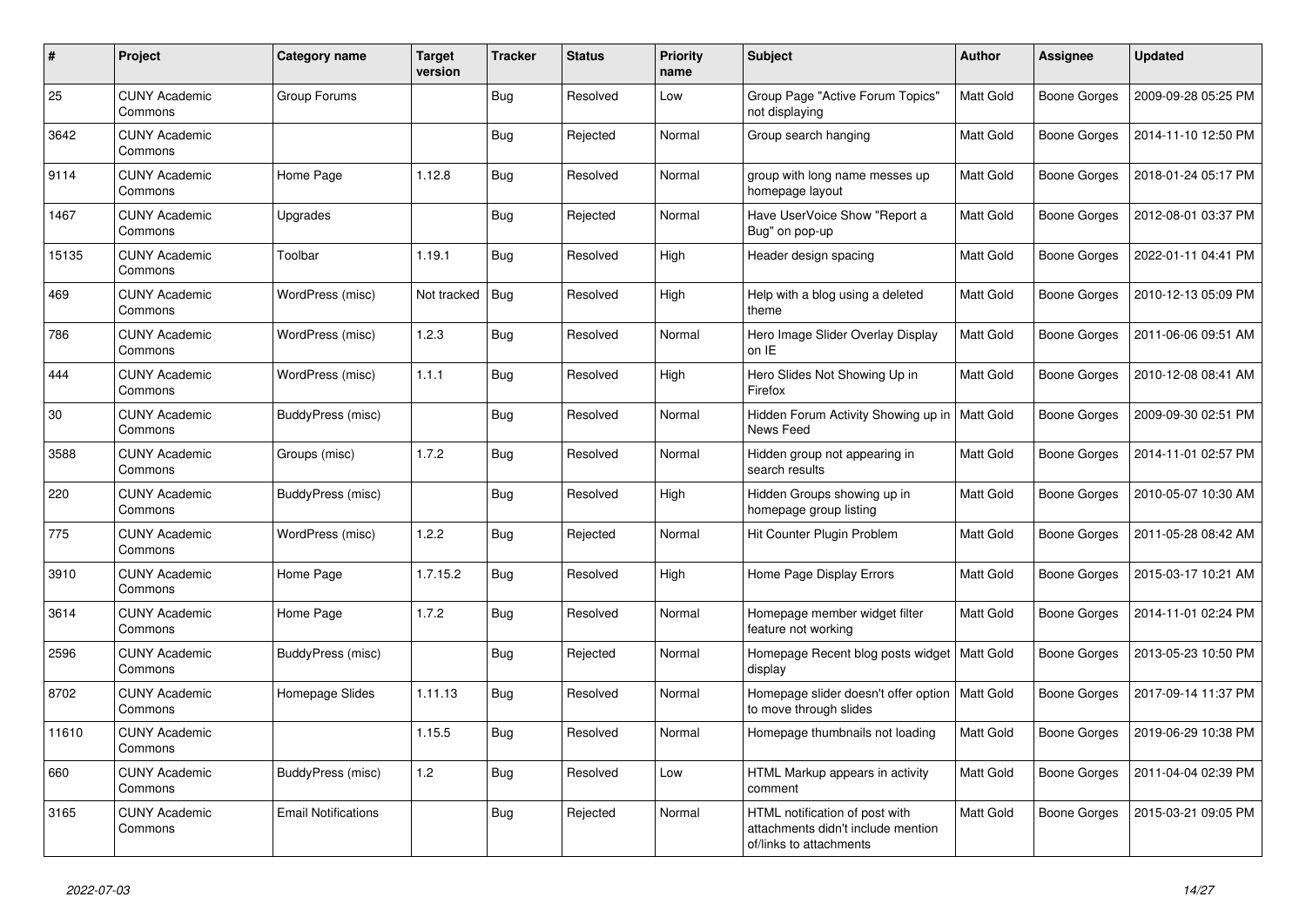| # | Project | Category name | Target version | Tracker | Status | Priority name | Subject | Author | Assignee | Updated |
|---|---|---|---|---|---|---|---|---|---|---|
| 25 | CUNY Academic Commons | Group Forums | | Bug | Resolved | Low | Group Page "Active Forum Topics" not displaying | Matt Gold | Boone Gorges | 2009-09-28 05:25 PM |
| 3642 | CUNY Academic Commons | | | Bug | Rejected | Normal | Group search hanging | Matt Gold | Boone Gorges | 2014-11-10 12:50 PM |
| 9114 | CUNY Academic Commons | Home Page | 1.12.8 | Bug | Resolved | Normal | group with long name messes up homepage layout | Matt Gold | Boone Gorges | 2018-01-24 05:17 PM |
| 1467 | CUNY Academic Commons | Upgrades | | Bug | Rejected | Normal | Have UserVoice Show "Report a Bug" on pop-up | Matt Gold | Boone Gorges | 2012-08-01 03:37 PM |
| 15135 | CUNY Academic Commons | Toolbar | 1.19.1 | Bug | Resolved | High | Header design spacing | Matt Gold | Boone Gorges | 2022-01-11 04:41 PM |
| 469 | CUNY Academic Commons | WordPress (misc) | Not tracked | Bug | Resolved | High | Help with a blog using a deleted theme | Matt Gold | Boone Gorges | 2010-12-13 05:09 PM |
| 786 | CUNY Academic Commons | WordPress (misc) | 1.2.3 | Bug | Resolved | Normal | Hero Image Slider Overlay Display on IE | Matt Gold | Boone Gorges | 2011-06-06 09:51 AM |
| 444 | CUNY Academic Commons | WordPress (misc) | 1.1.1 | Bug | Resolved | High | Hero Slides Not Showing Up in Firefox | Matt Gold | Boone Gorges | 2010-12-08 08:41 AM |
| 30 | CUNY Academic Commons | BuddyPress (misc) | | Bug | Resolved | Normal | Hidden Forum Activity Showing up in News Feed | Matt Gold | Boone Gorges | 2009-09-30 02:51 PM |
| 3588 | CUNY Academic Commons | Groups (misc) | 1.7.2 | Bug | Resolved | Normal | Hidden group not appearing in search results | Matt Gold | Boone Gorges | 2014-11-01 02:57 PM |
| 220 | CUNY Academic Commons | BuddyPress (misc) | | Bug | Resolved | High | Hidden Groups showing up in homepage group listing | Matt Gold | Boone Gorges | 2010-05-07 10:30 AM |
| 775 | CUNY Academic Commons | WordPress (misc) | 1.2.2 | Bug | Rejected | Normal | Hit Counter Plugin Problem | Matt Gold | Boone Gorges | 2011-05-28 08:42 AM |
| 3910 | CUNY Academic Commons | Home Page | 1.7.15.2 | Bug | Resolved | High | Home Page Display Errors | Matt Gold | Boone Gorges | 2015-03-17 10:21 AM |
| 3614 | CUNY Academic Commons | Home Page | 1.7.2 | Bug | Resolved | Normal | Homepage member widget filter feature not working | Matt Gold | Boone Gorges | 2014-11-01 02:24 PM |
| 2596 | CUNY Academic Commons | BuddyPress (misc) | | Bug | Rejected | Normal | Homepage Recent blog posts widget display | Matt Gold | Boone Gorges | 2013-05-23 10:50 PM |
| 8702 | CUNY Academic Commons | Homepage Slides | 1.11.13 | Bug | Resolved | Normal | Homepage slider doesn't offer option to move through slides | Matt Gold | Boone Gorges | 2017-09-14 11:37 PM |
| 11610 | CUNY Academic Commons | | 1.15.5 | Bug | Resolved | Normal | Homepage thumbnails not loading | Matt Gold | Boone Gorges | 2019-06-29 10:38 PM |
| 660 | CUNY Academic Commons | BuddyPress (misc) | 1.2 | Bug | Resolved | Low | HTML Markup appears in activity comment | Matt Gold | Boone Gorges | 2011-04-04 02:39 PM |
| 3165 | CUNY Academic Commons | Email Notifications | | Bug | Rejected | Normal | HTML notification of post with attachments didn't include mention of/links to attachments | Matt Gold | Boone Gorges | 2015-03-21 09:05 PM |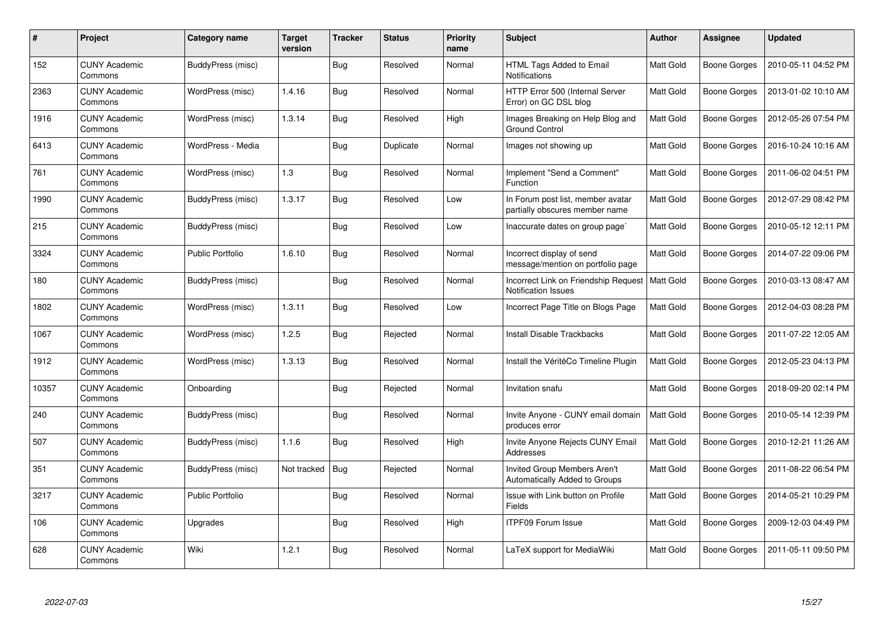| # | Project | Category name | Target version | Tracker | Status | Priority name | Subject | Author | Assignee | Updated |
|---|---|---|---|---|---|---|---|---|---|---|
| 152 | CUNY Academic Commons | BuddyPress (misc) | | Bug | Resolved | Normal | HTML Tags Added to Email Notifications | Matt Gold | Boone Gorges | 2010-05-11 04:52 PM |
| 2363 | CUNY Academic Commons | WordPress (misc) | 1.4.16 | Bug | Resolved | Normal | HTTP Error 500 (Internal Server Error) on GC DSL blog | Matt Gold | Boone Gorges | 2013-01-02 10:10 AM |
| 1916 | CUNY Academic Commons | WordPress (misc) | 1.3.14 | Bug | Resolved | High | Images Breaking on Help Blog and Ground Control | Matt Gold | Boone Gorges | 2012-05-26 07:54 PM |
| 6413 | CUNY Academic Commons | WordPress - Media | | Bug | Duplicate | Normal | Images not showing up | Matt Gold | Boone Gorges | 2016-10-24 10:16 AM |
| 761 | CUNY Academic Commons | WordPress (misc) | 1.3 | Bug | Resolved | Normal | Implement "Send a Comment" Function | Matt Gold | Boone Gorges | 2011-06-02 04:51 PM |
| 1990 | CUNY Academic Commons | BuddyPress (misc) | 1.3.17 | Bug | Resolved | Low | In Forum post list, member avatar partially obscures member name | Matt Gold | Boone Gorges | 2012-07-29 08:42 PM |
| 215 | CUNY Academic Commons | BuddyPress (misc) | | Bug | Resolved | Low | Inaccurate dates on group page` | Matt Gold | Boone Gorges | 2010-05-12 12:11 PM |
| 3324 | CUNY Academic Commons | Public Portfolio | 1.6.10 | Bug | Resolved | Normal | Incorrect display of send message/mention on portfolio page | Matt Gold | Boone Gorges | 2014-07-22 09:06 PM |
| 180 | CUNY Academic Commons | BuddyPress (misc) | | Bug | Resolved | Normal | Incorrect Link on Friendship Request Notification Issues | Matt Gold | Boone Gorges | 2010-03-13 08:47 AM |
| 1802 | CUNY Academic Commons | WordPress (misc) | 1.3.11 | Bug | Resolved | Low | Incorrect Page Title on Blogs Page | Matt Gold | Boone Gorges | 2012-04-03 08:28 PM |
| 1067 | CUNY Academic Commons | WordPress (misc) | 1.2.5 | Bug | Rejected | Normal | Install Disable Trackbacks | Matt Gold | Boone Gorges | 2011-07-22 12:05 AM |
| 1912 | CUNY Academic Commons | WordPress (misc) | 1.3.13 | Bug | Resolved | Normal | Install the VéritéCo Timeline Plugin | Matt Gold | Boone Gorges | 2012-05-23 04:13 PM |
| 10357 | CUNY Academic Commons | Onboarding | | Bug | Rejected | Normal | Invitation snafu | Matt Gold | Boone Gorges | 2018-09-20 02:14 PM |
| 240 | CUNY Academic Commons | BuddyPress (misc) | | Bug | Resolved | Normal | Invite Anyone - CUNY email domain produces error | Matt Gold | Boone Gorges | 2010-05-14 12:39 PM |
| 507 | CUNY Academic Commons | BuddyPress (misc) | 1.1.6 | Bug | Resolved | High | Invite Anyone Rejects CUNY Email Addresses | Matt Gold | Boone Gorges | 2010-12-21 11:26 AM |
| 351 | CUNY Academic Commons | BuddyPress (misc) | Not tracked | Bug | Rejected | Normal | Invited Group Members Aren't Automatically Added to Groups | Matt Gold | Boone Gorges | 2011-08-22 06:54 PM |
| 3217 | CUNY Academic Commons | Public Portfolio | | Bug | Resolved | Normal | Issue with Link button on Profile Fields | Matt Gold | Boone Gorges | 2014-05-21 10:29 PM |
| 106 | CUNY Academic Commons | Upgrades | | Bug | Resolved | High | ITPF09 Forum Issue | Matt Gold | Boone Gorges | 2009-12-03 04:49 PM |
| 628 | CUNY Academic Commons | Wiki | 1.2.1 | Bug | Resolved | Normal | LaTeX support for MediaWiki | Matt Gold | Boone Gorges | 2011-05-11 09:50 PM |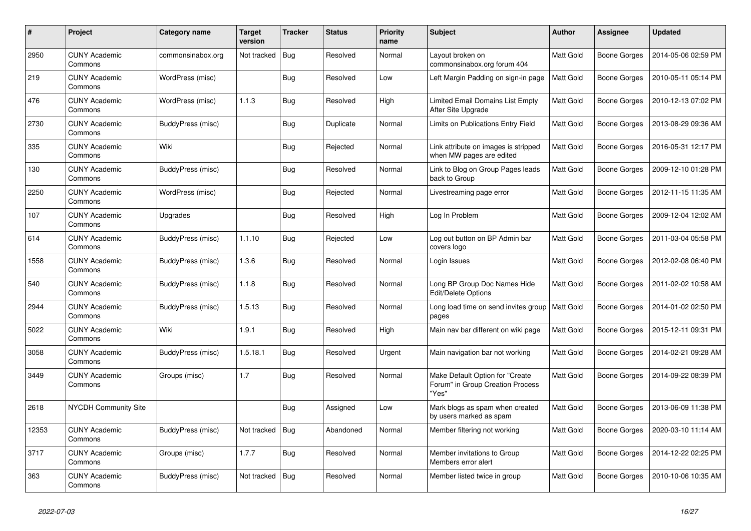| # | Project | Category name | Target version | Tracker | Status | Priority name | Subject | Author | Assignee | Updated |
|---|---|---|---|---|---|---|---|---|---|---|
| 2950 | CUNY Academic Commons | commonsinabox.org | Not tracked | Bug | Resolved | Normal | Layout broken on commonsinabox.org forum 404 | Matt Gold | Boone Gorges | 2014-05-06 02:59 PM |
| 219 | CUNY Academic Commons | WordPress (misc) | | Bug | Resolved | Low | Left Margin Padding on sign-in page | Matt Gold | Boone Gorges | 2010-05-11 05:14 PM |
| 476 | CUNY Academic Commons | WordPress (misc) | 1.1.3 | Bug | Resolved | High | Limited Email Domains List Empty After Site Upgrade | Matt Gold | Boone Gorges | 2010-12-13 07:02 PM |
| 2730 | CUNY Academic Commons | BuddyPress (misc) | | Bug | Duplicate | Normal | Limits on Publications Entry Field | Matt Gold | Boone Gorges | 2013-08-29 09:36 AM |
| 335 | CUNY Academic Commons | Wiki | | Bug | Rejected | Normal | Link attribute on images is stripped when MW pages are edited | Matt Gold | Boone Gorges | 2016-05-31 12:17 PM |
| 130 | CUNY Academic Commons | BuddyPress (misc) | | Bug | Resolved | Normal | Link to Blog on Group Pages leads back to Group | Matt Gold | Boone Gorges | 2009-12-10 01:28 PM |
| 2250 | CUNY Academic Commons | WordPress (misc) | | Bug | Rejected | Normal | Livestreaming page error | Matt Gold | Boone Gorges | 2012-11-15 11:35 AM |
| 107 | CUNY Academic Commons | Upgrades | | Bug | Resolved | High | Log In Problem | Matt Gold | Boone Gorges | 2009-12-04 12:02 AM |
| 614 | CUNY Academic Commons | BuddyPress (misc) | 1.1.10 | Bug | Rejected | Low | Log out button on BP Admin bar covers logo | Matt Gold | Boone Gorges | 2011-03-04 05:58 PM |
| 1558 | CUNY Academic Commons | BuddyPress (misc) | 1.3.6 | Bug | Resolved | Normal | Login Issues | Matt Gold | Boone Gorges | 2012-02-08 06:40 PM |
| 540 | CUNY Academic Commons | BuddyPress (misc) | 1.1.8 | Bug | Resolved | Normal | Long BP Group Doc Names Hide Edit/Delete Options | Matt Gold | Boone Gorges | 2011-02-02 10:58 AM |
| 2944 | CUNY Academic Commons | BuddyPress (misc) | 1.5.13 | Bug | Resolved | Normal | Long load time on send invites group pages | Matt Gold | Boone Gorges | 2014-01-02 02:50 PM |
| 5022 | CUNY Academic Commons | Wiki | 1.9.1 | Bug | Resolved | High | Main nav bar different on wiki page | Matt Gold | Boone Gorges | 2015-12-11 09:31 PM |
| 3058 | CUNY Academic Commons | BuddyPress (misc) | 1.5.18.1 | Bug | Resolved | Urgent | Main navigation bar not working | Matt Gold | Boone Gorges | 2014-02-21 09:28 AM |
| 3449 | CUNY Academic Commons | Groups (misc) | 1.7 | Bug | Resolved | Normal | Make Default Option for "Create Forum" in Group Creation Process "Yes" | Matt Gold | Boone Gorges | 2014-09-22 08:39 PM |
| 2618 | NYCDH Community Site | | | Bug | Assigned | Low | Mark blogs as spam when created by users marked as spam | Matt Gold | Boone Gorges | 2013-06-09 11:38 PM |
| 12353 | CUNY Academic Commons | BuddyPress (misc) | Not tracked | Bug | Abandoned | Normal | Member filtering not working | Matt Gold | Boone Gorges | 2020-03-10 11:14 AM |
| 3717 | CUNY Academic Commons | Groups (misc) | 1.7.7 | Bug | Resolved | Normal | Member invitations to Group Members error alert | Matt Gold | Boone Gorges | 2014-12-22 02:25 PM |
| 363 | CUNY Academic Commons | BuddyPress (misc) | Not tracked | Bug | Resolved | Normal | Member listed twice in group | Matt Gold | Boone Gorges | 2010-10-06 10:35 AM |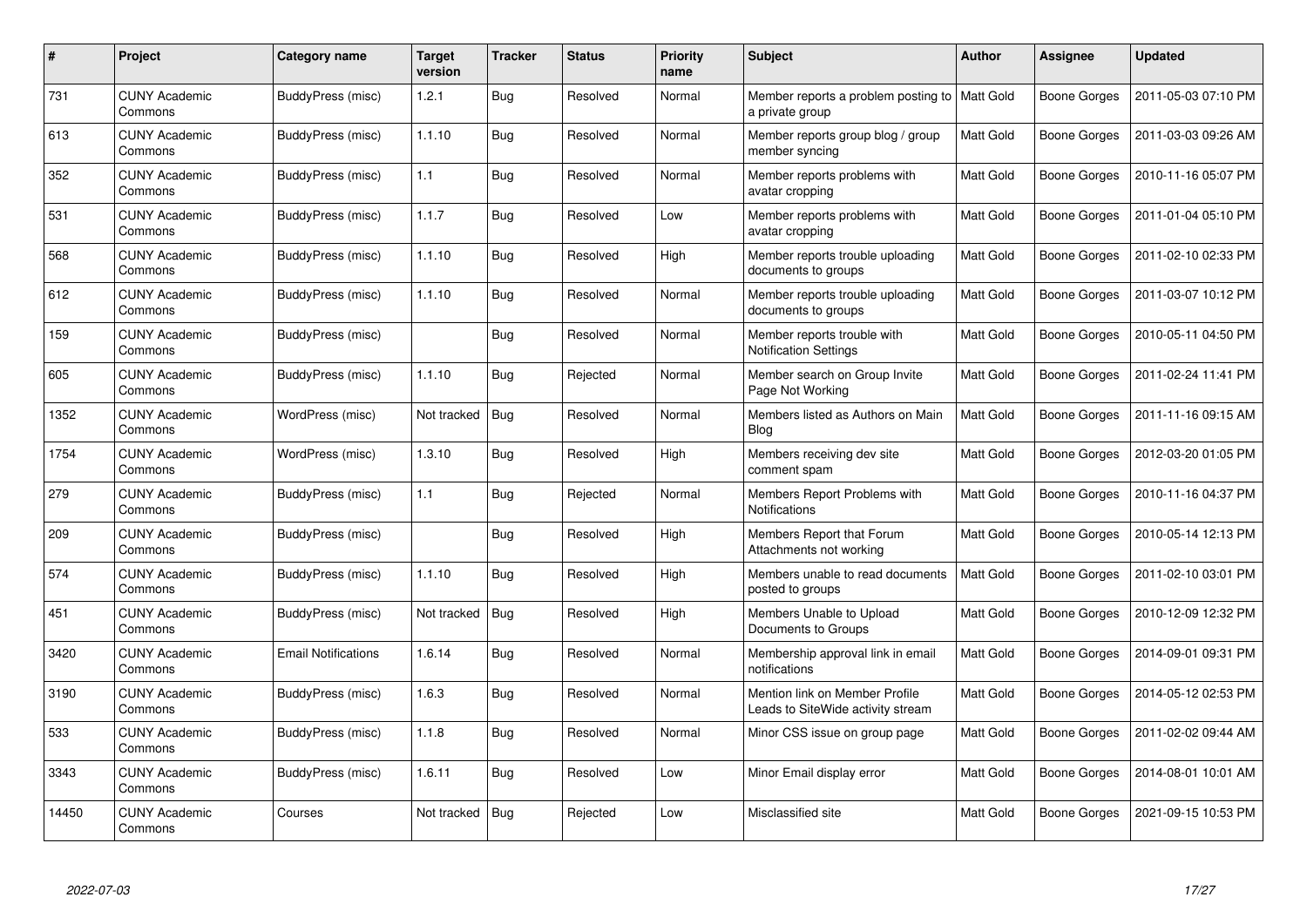| # | Project | Category name | Target version | Tracker | Status | Priority name | Subject | Author | Assignee | Updated |
|---|---|---|---|---|---|---|---|---|---|---|
| 731 | CUNY Academic Commons | BuddyPress (misc) | 1.2.1 | Bug | Resolved | Normal | Member reports a problem posting to a private group | Matt Gold | Boone Gorges | 2011-05-03 07:10 PM |
| 613 | CUNY Academic Commons | BuddyPress (misc) | 1.1.10 | Bug | Resolved | Normal | Member reports group blog / group member syncing | Matt Gold | Boone Gorges | 2011-03-03 09:26 AM |
| 352 | CUNY Academic Commons | BuddyPress (misc) | 1.1 | Bug | Resolved | Normal | Member reports problems with avatar cropping | Matt Gold | Boone Gorges | 2010-11-16 05:07 PM |
| 531 | CUNY Academic Commons | BuddyPress (misc) | 1.1.7 | Bug | Resolved | Low | Member reports problems with avatar cropping | Matt Gold | Boone Gorges | 2011-01-04 05:10 PM |
| 568 | CUNY Academic Commons | BuddyPress (misc) | 1.1.10 | Bug | Resolved | High | Member reports trouble uploading documents to groups | Matt Gold | Boone Gorges | 2011-02-10 02:33 PM |
| 612 | CUNY Academic Commons | BuddyPress (misc) | 1.1.10 | Bug | Resolved | Normal | Member reports trouble uploading documents to groups | Matt Gold | Boone Gorges | 2011-03-07 10:12 PM |
| 159 | CUNY Academic Commons | BuddyPress (misc) | | Bug | Resolved | Normal | Member reports trouble with Notification Settings | Matt Gold | Boone Gorges | 2010-05-11 04:50 PM |
| 605 | CUNY Academic Commons | BuddyPress (misc) | 1.1.10 | Bug | Rejected | Normal | Member search on Group Invite Page Not Working | Matt Gold | Boone Gorges | 2011-02-24 11:41 PM |
| 1352 | CUNY Academic Commons | WordPress (misc) | Not tracked | Bug | Resolved | Normal | Members listed as Authors on Main Blog | Matt Gold | Boone Gorges | 2011-11-16 09:15 AM |
| 1754 | CUNY Academic Commons | WordPress (misc) | 1.3.10 | Bug | Resolved | High | Members receiving dev site comment spam | Matt Gold | Boone Gorges | 2012-03-20 01:05 PM |
| 279 | CUNY Academic Commons | BuddyPress (misc) | 1.1 | Bug | Rejected | Normal | Members Report Problems with Notifications | Matt Gold | Boone Gorges | 2010-11-16 04:37 PM |
| 209 | CUNY Academic Commons | BuddyPress (misc) | | Bug | Resolved | High | Members Report that Forum Attachments not working | Matt Gold | Boone Gorges | 2010-05-14 12:13 PM |
| 574 | CUNY Academic Commons | BuddyPress (misc) | 1.1.10 | Bug | Resolved | High | Members unable to read documents posted to groups | Matt Gold | Boone Gorges | 2011-02-10 03:01 PM |
| 451 | CUNY Academic Commons | BuddyPress (misc) | Not tracked | Bug | Resolved | High | Members Unable to Upload Documents to Groups | Matt Gold | Boone Gorges | 2010-12-09 12:32 PM |
| 3420 | CUNY Academic Commons | Email Notifications | 1.6.14 | Bug | Resolved | Normal | Membership approval link in email notifications | Matt Gold | Boone Gorges | 2014-09-01 09:31 PM |
| 3190 | CUNY Academic Commons | BuddyPress (misc) | 1.6.3 | Bug | Resolved | Normal | Mention link on Member Profile Leads to SiteWide activity stream | Matt Gold | Boone Gorges | 2014-05-12 02:53 PM |
| 533 | CUNY Academic Commons | BuddyPress (misc) | 1.1.8 | Bug | Resolved | Normal | Minor CSS issue on group page | Matt Gold | Boone Gorges | 2011-02-02 09:44 AM |
| 3343 | CUNY Academic Commons | BuddyPress (misc) | 1.6.11 | Bug | Resolved | Low | Minor Email display error | Matt Gold | Boone Gorges | 2014-08-01 10:01 AM |
| 14450 | CUNY Academic Commons | Courses | Not tracked | Bug | Rejected | Low | Misclassified site | Matt Gold | Boone Gorges | 2021-09-15 10:53 PM |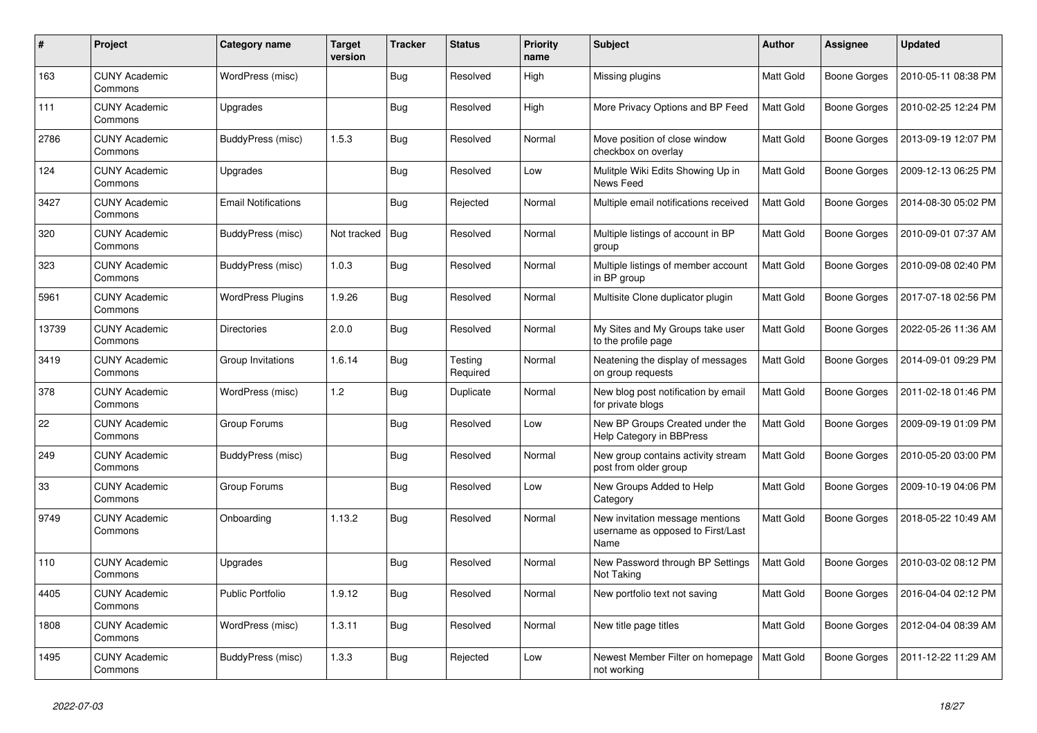| # | Project | Category name | Target version | Tracker | Status | Priority name | Subject | Author | Assignee | Updated |
|---|---|---|---|---|---|---|---|---|---|---|
| 163 | CUNY Academic Commons | WordPress (misc) | | Bug | Resolved | High | Missing plugins | Matt Gold | Boone Gorges | 2010-05-11 08:38 PM |
| 111 | CUNY Academic Commons | Upgrades | | Bug | Resolved | High | More Privacy Options and BP Feed | Matt Gold | Boone Gorges | 2010-02-25 12:24 PM |
| 2786 | CUNY Academic Commons | BuddyPress (misc) | 1.5.3 | Bug | Resolved | Normal | Move position of close window checkbox on overlay | Matt Gold | Boone Gorges | 2013-09-19 12:07 PM |
| 124 | CUNY Academic Commons | Upgrades | | Bug | Resolved | Low | Mulitple Wiki Edits Showing Up in News Feed | Matt Gold | Boone Gorges | 2009-12-13 06:25 PM |
| 3427 | CUNY Academic Commons | Email Notifications | | Bug | Rejected | Normal | Multiple email notifications received | Matt Gold | Boone Gorges | 2014-08-30 05:02 PM |
| 320 | CUNY Academic Commons | BuddyPress (misc) | Not tracked | Bug | Resolved | Normal | Multiple listings of account in BP group | Matt Gold | Boone Gorges | 2010-09-01 07:37 AM |
| 323 | CUNY Academic Commons | BuddyPress (misc) | 1.0.3 | Bug | Resolved | Normal | Multiple listings of member account in BP group | Matt Gold | Boone Gorges | 2010-09-08 02:40 PM |
| 5961 | CUNY Academic Commons | WordPress Plugins | 1.9.26 | Bug | Resolved | Normal | Multisite Clone duplicator plugin | Matt Gold | Boone Gorges | 2017-07-18 02:56 PM |
| 13739 | CUNY Academic Commons | Directories | 2.0.0 | Bug | Resolved | Normal | My Sites and My Groups take user to the profile page | Matt Gold | Boone Gorges | 2022-05-26 11:36 AM |
| 3419 | CUNY Academic Commons | Group Invitations | 1.6.14 | Bug | Testing Required | Normal | Neatening the display of messages on group requests | Matt Gold | Boone Gorges | 2014-09-01 09:29 PM |
| 378 | CUNY Academic Commons | WordPress (misc) | 1.2 | Bug | Duplicate | Normal | New blog post notification by email for private blogs | Matt Gold | Boone Gorges | 2011-02-18 01:46 PM |
| 22 | CUNY Academic Commons | Group Forums | | Bug | Resolved | Low | New BP Groups Created under the Help Category in BBPress | Matt Gold | Boone Gorges | 2009-09-19 01:09 PM |
| 249 | CUNY Academic Commons | BuddyPress (misc) | | Bug | Resolved | Normal | New group contains activity stream post from older group | Matt Gold | Boone Gorges | 2010-05-20 03:00 PM |
| 33 | CUNY Academic Commons | Group Forums | | Bug | Resolved | Low | New Groups Added to Help Category | Matt Gold | Boone Gorges | 2009-10-19 04:06 PM |
| 9749 | CUNY Academic Commons | Onboarding | 1.13.2 | Bug | Resolved | Normal | New invitation message mentions username as opposed to First/Last Name | Matt Gold | Boone Gorges | 2018-05-22 10:49 AM |
| 110 | CUNY Academic Commons | Upgrades | | Bug | Resolved | Normal | New Password through BP Settings Not Taking | Matt Gold | Boone Gorges | 2010-03-02 08:12 PM |
| 4405 | CUNY Academic Commons | Public Portfolio | 1.9.12 | Bug | Resolved | Normal | New portfolio text not saving | Matt Gold | Boone Gorges | 2016-04-04 02:12 PM |
| 1808 | CUNY Academic Commons | WordPress (misc) | 1.3.11 | Bug | Resolved | Normal | New title page titles | Matt Gold | Boone Gorges | 2012-04-04 08:39 AM |
| 1495 | CUNY Academic Commons | BuddyPress (misc) | 1.3.3 | Bug | Rejected | Low | Newest Member Filter on homepage not working | Matt Gold | Boone Gorges | 2011-12-22 11:29 AM |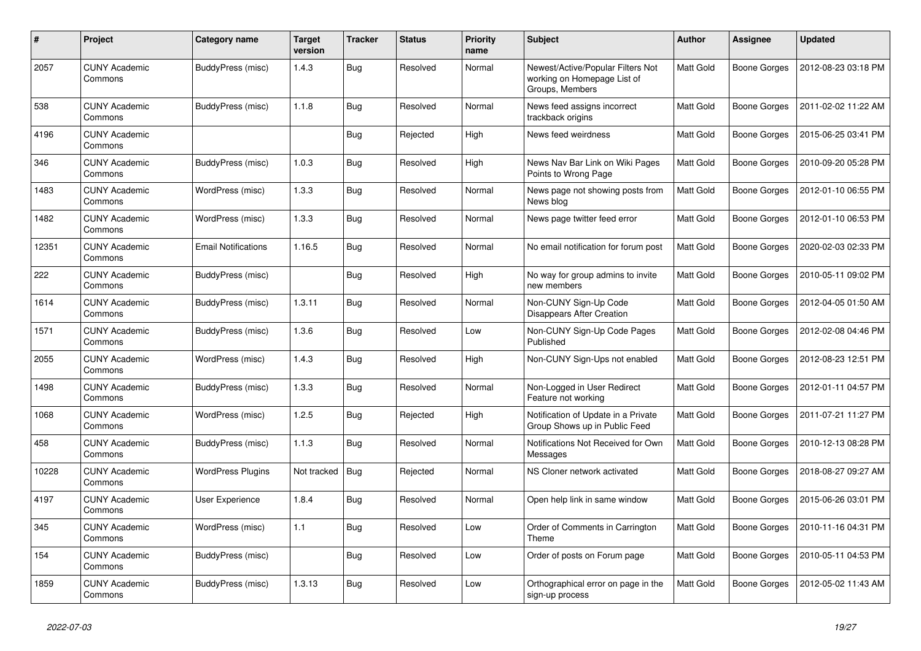| # | Project | Category name | Target version | Tracker | Status | Priority name | Subject | Author | Assignee | Updated |
|---|---|---|---|---|---|---|---|---|---|---|
| 2057 | CUNY Academic Commons | BuddyPress (misc) | 1.4.3 | Bug | Resolved | Normal | Newest/Active/Popular Filters Not working on Homepage List of Groups, Members | Matt Gold | Boone Gorges | 2012-08-23 03:18 PM |
| 538 | CUNY Academic Commons | BuddyPress (misc) | 1.1.8 | Bug | Resolved | Normal | News feed assigns incorrect trackback origins | Matt Gold | Boone Gorges | 2011-02-02 11:22 AM |
| 4196 | CUNY Academic Commons | | | Bug | Rejected | High | News feed weirdness | Matt Gold | Boone Gorges | 2015-06-25 03:41 PM |
| 346 | CUNY Academic Commons | BuddyPress (misc) | 1.0.3 | Bug | Resolved | High | News Nav Bar Link on Wiki Pages Points to Wrong Page | Matt Gold | Boone Gorges | 2010-09-20 05:28 PM |
| 1483 | CUNY Academic Commons | WordPress (misc) | 1.3.3 | Bug | Resolved | Normal | News page not showing posts from News blog | Matt Gold | Boone Gorges | 2012-01-10 06:55 PM |
| 1482 | CUNY Academic Commons | WordPress (misc) | 1.3.3 | Bug | Resolved | Normal | News page twitter feed error | Matt Gold | Boone Gorges | 2012-01-10 06:53 PM |
| 12351 | CUNY Academic Commons | Email Notifications | 1.16.5 | Bug | Resolved | Normal | No email notification for forum post | Matt Gold | Boone Gorges | 2020-02-03 02:33 PM |
| 222 | CUNY Academic Commons | BuddyPress (misc) | | Bug | Resolved | High | No way for group admins to invite new members | Matt Gold | Boone Gorges | 2010-05-11 09:02 PM |
| 1614 | CUNY Academic Commons | BuddyPress (misc) | 1.3.11 | Bug | Resolved | Normal | Non-CUNY Sign-Up Code Disappears After Creation | Matt Gold | Boone Gorges | 2012-04-05 01:50 AM |
| 1571 | CUNY Academic Commons | BuddyPress (misc) | 1.3.6 | Bug | Resolved | Low | Non-CUNY Sign-Up Code Pages Published | Matt Gold | Boone Gorges | 2012-02-08 04:46 PM |
| 2055 | CUNY Academic Commons | WordPress (misc) | 1.4.3 | Bug | Resolved | High | Non-CUNY Sign-Ups not enabled | Matt Gold | Boone Gorges | 2012-08-23 12:51 PM |
| 1498 | CUNY Academic Commons | BuddyPress (misc) | 1.3.3 | Bug | Resolved | Normal | Non-Logged in User Redirect Feature not working | Matt Gold | Boone Gorges | 2012-01-11 04:57 PM |
| 1068 | CUNY Academic Commons | WordPress (misc) | 1.2.5 | Bug | Rejected | High | Notification of Update in a Private Group Shows up in Public Feed | Matt Gold | Boone Gorges | 2011-07-21 11:27 PM |
| 458 | CUNY Academic Commons | BuddyPress (misc) | 1.1.3 | Bug | Resolved | Normal | Notifications Not Received for Own Messages | Matt Gold | Boone Gorges | 2010-12-13 08:28 PM |
| 10228 | CUNY Academic Commons | WordPress Plugins | Not tracked | Bug | Rejected | Normal | NS Cloner network activated | Matt Gold | Boone Gorges | 2018-08-27 09:27 AM |
| 4197 | CUNY Academic Commons | User Experience | 1.8.4 | Bug | Resolved | Normal | Open help link in same window | Matt Gold | Boone Gorges | 2015-06-26 03:01 PM |
| 345 | CUNY Academic Commons | WordPress (misc) | 1.1 | Bug | Resolved | Low | Order of Comments in Carrington Theme | Matt Gold | Boone Gorges | 2010-11-16 04:31 PM |
| 154 | CUNY Academic Commons | BuddyPress (misc) | | Bug | Resolved | Low | Order of posts on Forum page | Matt Gold | Boone Gorges | 2010-05-11 04:53 PM |
| 1859 | CUNY Academic Commons | BuddyPress (misc) | 1.3.13 | Bug | Resolved | Low | Orthographical error on page in the sign-up process | Matt Gold | Boone Gorges | 2012-05-02 11:43 AM |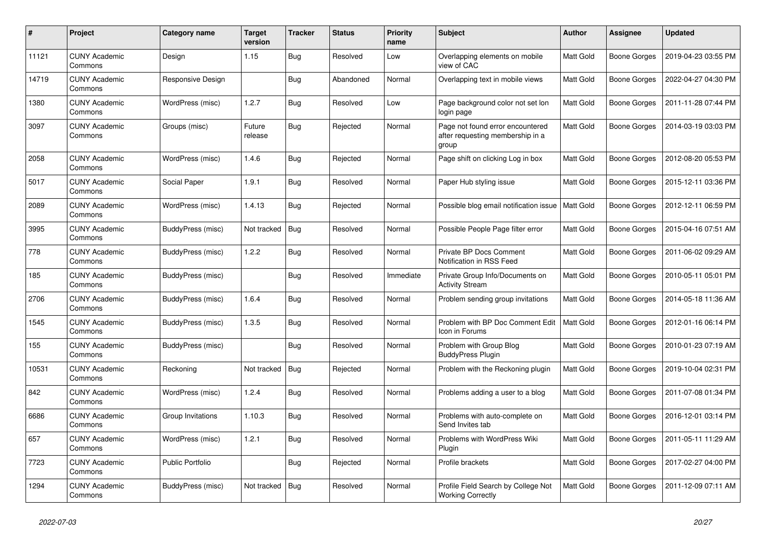| # | Project | Category name | Target version | Tracker | Status | Priority name | Subject | Author | Assignee | Updated |
|---|---|---|---|---|---|---|---|---|---|---|
| 11121 | CUNY Academic Commons | Design | 1.15 | Bug | Resolved | Low | Overlapping elements on mobile view of CAC | Matt Gold | Boone Gorges | 2019-04-23 03:55 PM |
| 14719 | CUNY Academic Commons | Responsive Design | | Bug | Abandoned | Normal | Overlapping text in mobile views | Matt Gold | Boone Gorges | 2022-04-27 04:30 PM |
| 1380 | CUNY Academic Commons | WordPress (misc) | 1.2.7 | Bug | Resolved | Low | Page background color not set lon login page | Matt Gold | Boone Gorges | 2011-11-28 07:44 PM |
| 3097 | CUNY Academic Commons | Groups (misc) | Future release | Bug | Rejected | Normal | Page not found error encountered after requesting membership in a group | Matt Gold | Boone Gorges | 2014-03-19 03:03 PM |
| 2058 | CUNY Academic Commons | WordPress (misc) | 1.4.6 | Bug | Rejected | Normal | Page shift on clicking Log in box | Matt Gold | Boone Gorges | 2012-08-20 05:53 PM |
| 5017 | CUNY Academic Commons | Social Paper | 1.9.1 | Bug | Resolved | Normal | Paper Hub styling issue | Matt Gold | Boone Gorges | 2015-12-11 03:36 PM |
| 2089 | CUNY Academic Commons | WordPress (misc) | 1.4.13 | Bug | Rejected | Normal | Possible blog email notification issue | Matt Gold | Boone Gorges | 2012-12-11 06:59 PM |
| 3995 | CUNY Academic Commons | BuddyPress (misc) | Not tracked | Bug | Resolved | Normal | Possible People Page filter error | Matt Gold | Boone Gorges | 2015-04-16 07:51 AM |
| 778 | CUNY Academic Commons | BuddyPress (misc) | 1.2.2 | Bug | Resolved | Normal | Private BP Docs Comment Notification in RSS Feed | Matt Gold | Boone Gorges | 2011-06-02 09:29 AM |
| 185 | CUNY Academic Commons | BuddyPress (misc) | | Bug | Resolved | Immediate | Private Group Info/Documents on Activity Stream | Matt Gold | Boone Gorges | 2010-05-11 05:01 PM |
| 2706 | CUNY Academic Commons | BuddyPress (misc) | 1.6.4 | Bug | Resolved | Normal | Problem sending group invitations | Matt Gold | Boone Gorges | 2014-05-18 11:36 AM |
| 1545 | CUNY Academic Commons | BuddyPress (misc) | 1.3.5 | Bug | Resolved | Normal | Problem with BP Doc Comment Edit Icon in Forums | Matt Gold | Boone Gorges | 2012-01-16 06:14 PM |
| 155 | CUNY Academic Commons | BuddyPress (misc) | | Bug | Resolved | Normal | Problem with Group Blog BuddyPress Plugin | Matt Gold | Boone Gorges | 2010-01-23 07:19 AM |
| 10531 | CUNY Academic Commons | Reckoning | Not tracked | Bug | Rejected | Normal | Problem with the Reckoning plugin | Matt Gold | Boone Gorges | 2019-10-04 02:31 PM |
| 842 | CUNY Academic Commons | WordPress (misc) | 1.2.4 | Bug | Resolved | Normal | Problems adding a user to a blog | Matt Gold | Boone Gorges | 2011-07-08 01:34 PM |
| 6686 | CUNY Academic Commons | Group Invitations | 1.10.3 | Bug | Resolved | Normal | Problems with auto-complete on Send Invites tab | Matt Gold | Boone Gorges | 2016-12-01 03:14 PM |
| 657 | CUNY Academic Commons | WordPress (misc) | 1.2.1 | Bug | Resolved | Normal | Problems with WordPress Wiki Plugin | Matt Gold | Boone Gorges | 2011-05-11 11:29 AM |
| 7723 | CUNY Academic Commons | Public Portfolio | | Bug | Rejected | Normal | Profile brackets | Matt Gold | Boone Gorges | 2017-02-27 04:00 PM |
| 1294 | CUNY Academic Commons | BuddyPress (misc) | Not tracked | Bug | Resolved | Normal | Profile Field Search by College Not Working Correctly | Matt Gold | Boone Gorges | 2011-12-09 07:11 AM |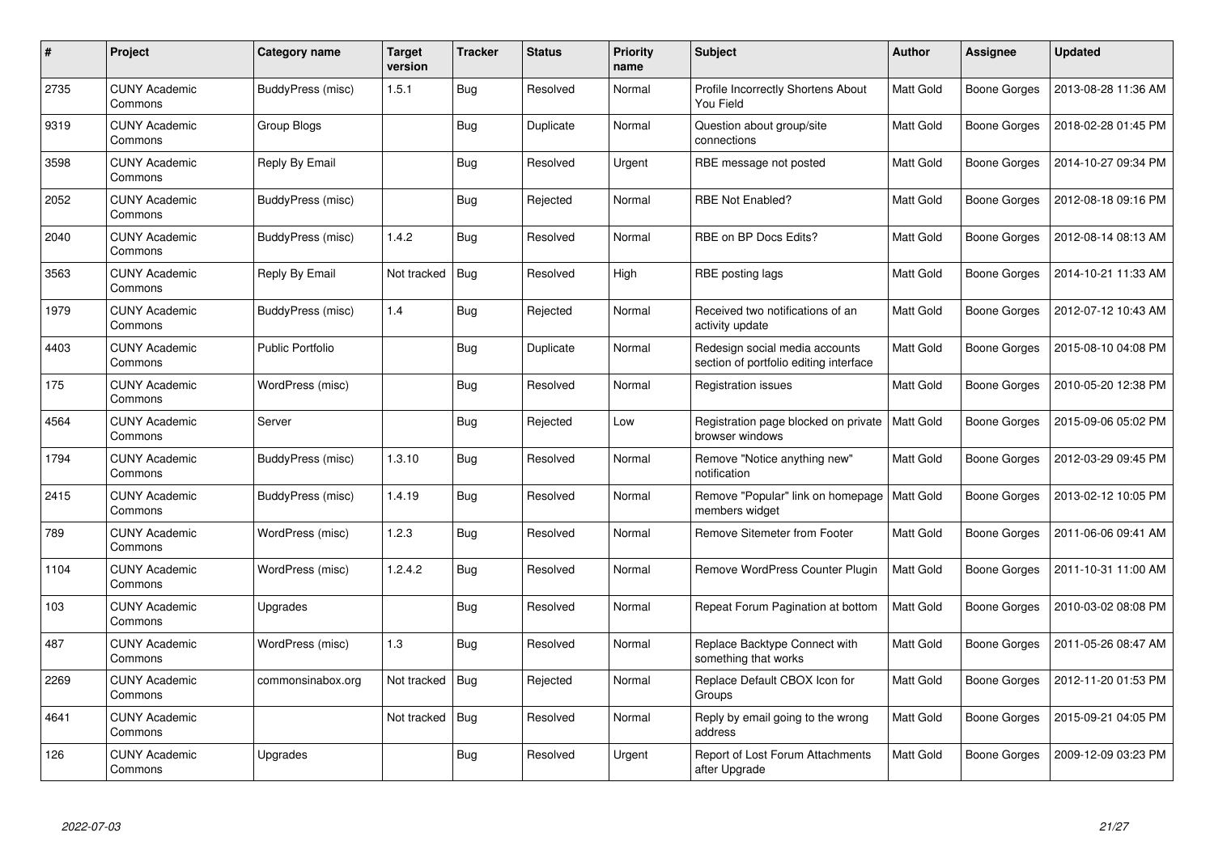| # | Project | Category name | Target version | Tracker | Status | Priority name | Subject | Author | Assignee | Updated |
|---|---|---|---|---|---|---|---|---|---|---|
| 2735 | CUNY Academic Commons | BuddyPress (misc) | 1.5.1 | Bug | Resolved | Normal | Profile Incorrectly Shortens About You Field | Matt Gold | Boone Gorges | 2013-08-28 11:36 AM |
| 9319 | CUNY Academic Commons | Group Blogs | | Bug | Duplicate | Normal | Question about group/site connections | Matt Gold | Boone Gorges | 2018-02-28 01:45 PM |
| 3598 | CUNY Academic Commons | Reply By Email | | Bug | Resolved | Urgent | RBE message not posted | Matt Gold | Boone Gorges | 2014-10-27 09:34 PM |
| 2052 | CUNY Academic Commons | BuddyPress (misc) | | Bug | Rejected | Normal | RBE Not Enabled? | Matt Gold | Boone Gorges | 2012-08-18 09:16 PM |
| 2040 | CUNY Academic Commons | BuddyPress (misc) | 1.4.2 | Bug | Resolved | Normal | RBE on BP Docs Edits? | Matt Gold | Boone Gorges | 2012-08-14 08:13 AM |
| 3563 | CUNY Academic Commons | Reply By Email | Not tracked | Bug | Resolved | High | RBE posting lags | Matt Gold | Boone Gorges | 2014-10-21 11:33 AM |
| 1979 | CUNY Academic Commons | BuddyPress (misc) | 1.4 | Bug | Rejected | Normal | Received two notifications of an activity update | Matt Gold | Boone Gorges | 2012-07-12 10:43 AM |
| 4403 | CUNY Academic Commons | Public Portfolio | | Bug | Duplicate | Normal | Redesign social media accounts section of portfolio editing interface | Matt Gold | Boone Gorges | 2015-08-10 04:08 PM |
| 175 | CUNY Academic Commons | WordPress (misc) | | Bug | Resolved | Normal | Registration issues | Matt Gold | Boone Gorges | 2010-05-20 12:38 PM |
| 4564 | CUNY Academic Commons | Server | | Bug | Rejected | Low | Registration page blocked on private browser windows | Matt Gold | Boone Gorges | 2015-09-06 05:02 PM |
| 1794 | CUNY Academic Commons | BuddyPress (misc) | 1.3.10 | Bug | Resolved | Normal | Remove "Notice anything new" notification | Matt Gold | Boone Gorges | 2012-03-29 09:45 PM |
| 2415 | CUNY Academic Commons | BuddyPress (misc) | 1.4.19 | Bug | Resolved | Normal | Remove "Popular" link on homepage members widget | Matt Gold | Boone Gorges | 2013-02-12 10:05 PM |
| 789 | CUNY Academic Commons | WordPress (misc) | 1.2.3 | Bug | Resolved | Normal | Remove Sitemeter from Footer | Matt Gold | Boone Gorges | 2011-06-06 09:41 AM |
| 1104 | CUNY Academic Commons | WordPress (misc) | 1.2.4.2 | Bug | Resolved | Normal | Remove WordPress Counter Plugin | Matt Gold | Boone Gorges | 2011-10-31 11:00 AM |
| 103 | CUNY Academic Commons | Upgrades | | Bug | Resolved | Normal | Repeat Forum Pagination at bottom | Matt Gold | Boone Gorges | 2010-03-02 08:08 PM |
| 487 | CUNY Academic Commons | WordPress (misc) | 1.3 | Bug | Resolved | Normal | Replace Backtype Connect with something that works | Matt Gold | Boone Gorges | 2011-05-26 08:47 AM |
| 2269 | CUNY Academic Commons | commonsinabox.org | Not tracked | Bug | Rejected | Normal | Replace Default CBOX Icon for Groups | Matt Gold | Boone Gorges | 2012-11-20 01:53 PM |
| 4641 | CUNY Academic Commons | | Not tracked | Bug | Resolved | Normal | Reply by email going to the wrong address | Matt Gold | Boone Gorges | 2015-09-21 04:05 PM |
| 126 | CUNY Academic Commons | Upgrades | | Bug | Resolved | Urgent | Report of Lost Forum Attachments after Upgrade | Matt Gold | Boone Gorges | 2009-12-09 03:23 PM |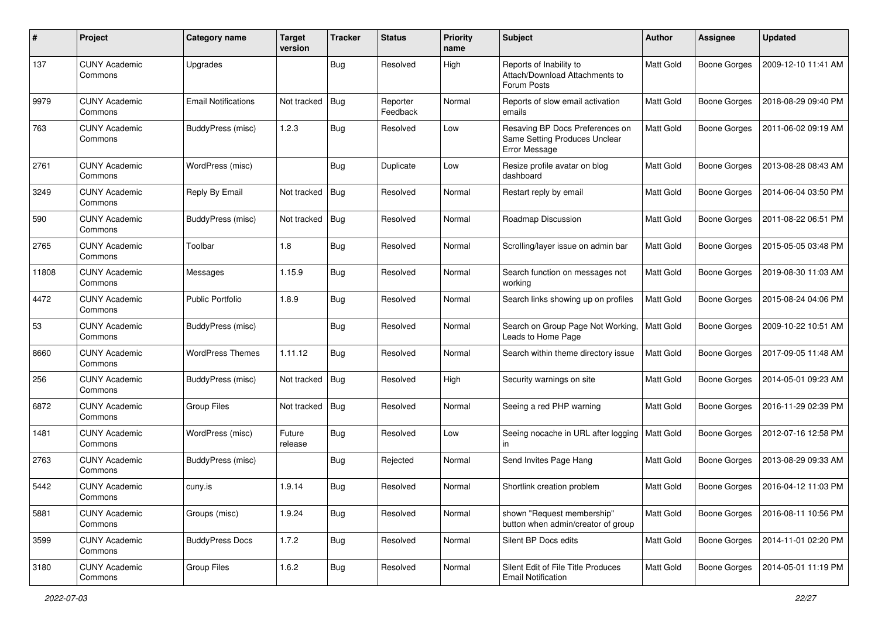| # | Project | Category name | Target version | Tracker | Status | Priority name | Subject | Author | Assignee | Updated |
|---|---|---|---|---|---|---|---|---|---|---|
| 137 | CUNY Academic Commons | Upgrades | | Bug | Resolved | High | Reports of Inability to Attach/Download Attachments to Forum Posts | Matt Gold | Boone Gorges | 2009-12-10 11:41 AM |
| 9979 | CUNY Academic Commons | Email Notifications | Not tracked | Bug | Reporter Feedback | Normal | Reports of slow email activation emails | Matt Gold | Boone Gorges | 2018-08-29 09:40 PM |
| 763 | CUNY Academic Commons | BuddyPress (misc) | 1.2.3 | Bug | Resolved | Low | Resaving BP Docs Preferences on Same Setting Produces Unclear Error Message | Matt Gold | Boone Gorges | 2011-06-02 09:19 AM |
| 2761 | CUNY Academic Commons | WordPress (misc) | | Bug | Duplicate | Low | Resize profile avatar on blog dashboard | Matt Gold | Boone Gorges | 2013-08-28 08:43 AM |
| 3249 | CUNY Academic Commons | Reply By Email | Not tracked | Bug | Resolved | Normal | Restart reply by email | Matt Gold | Boone Gorges | 2014-06-04 03:50 PM |
| 590 | CUNY Academic Commons | BuddyPress (misc) | Not tracked | Bug | Resolved | Normal | Roadmap Discussion | Matt Gold | Boone Gorges | 2011-08-22 06:51 PM |
| 2765 | CUNY Academic Commons | Toolbar | 1.8 | Bug | Resolved | Normal | Scrolling/layer issue on admin bar | Matt Gold | Boone Gorges | 2015-05-05 03:48 PM |
| 11808 | CUNY Academic Commons | Messages | 1.15.9 | Bug | Resolved | Normal | Search function on messages not working | Matt Gold | Boone Gorges | 2019-08-30 11:03 AM |
| 4472 | CUNY Academic Commons | Public Portfolio | 1.8.9 | Bug | Resolved | Normal | Search links showing up on profiles | Matt Gold | Boone Gorges | 2015-08-24 04:06 PM |
| 53 | CUNY Academic Commons | BuddyPress (misc) | | Bug | Resolved | Normal | Search on Group Page Not Working, Leads to Home Page | Matt Gold | Boone Gorges | 2009-10-22 10:51 AM |
| 8660 | CUNY Academic Commons | WordPress Themes | 1.11.12 | Bug | Resolved | Normal | Search within theme directory issue | Matt Gold | Boone Gorges | 2017-09-05 11:48 AM |
| 256 | CUNY Academic Commons | BuddyPress (misc) | Not tracked | Bug | Resolved | High | Security warnings on site | Matt Gold | Boone Gorges | 2014-05-01 09:23 AM |
| 6872 | CUNY Academic Commons | Group Files | Not tracked | Bug | Resolved | Normal | Seeing a red PHP warning | Matt Gold | Boone Gorges | 2016-11-29 02:39 PM |
| 1481 | CUNY Academic Commons | WordPress (misc) | Future release | Bug | Resolved | Low | Seeing nocache in URL after logging in | Matt Gold | Boone Gorges | 2012-07-16 12:58 PM |
| 2763 | CUNY Academic Commons | BuddyPress (misc) | | Bug | Rejected | Normal | Send Invites Page Hang | Matt Gold | Boone Gorges | 2013-08-29 09:33 AM |
| 5442 | CUNY Academic Commons | cuny.is | 1.9.14 | Bug | Resolved | Normal | Shortlink creation problem | Matt Gold | Boone Gorges | 2016-04-12 11:03 PM |
| 5881 | CUNY Academic Commons | Groups (misc) | 1.9.24 | Bug | Resolved | Normal | shown "Request membership" button when admin/creator of group | Matt Gold | Boone Gorges | 2016-08-11 10:56 PM |
| 3599 | CUNY Academic Commons | BuddyPress Docs | 1.7.2 | Bug | Resolved | Normal | Silent BP Docs edits | Matt Gold | Boone Gorges | 2014-11-01 02:20 PM |
| 3180 | CUNY Academic Commons | Group Files | 1.6.2 | Bug | Resolved | Normal | Silent Edit of File Title Produces Email Notification | Matt Gold | Boone Gorges | 2014-05-01 11:19 PM |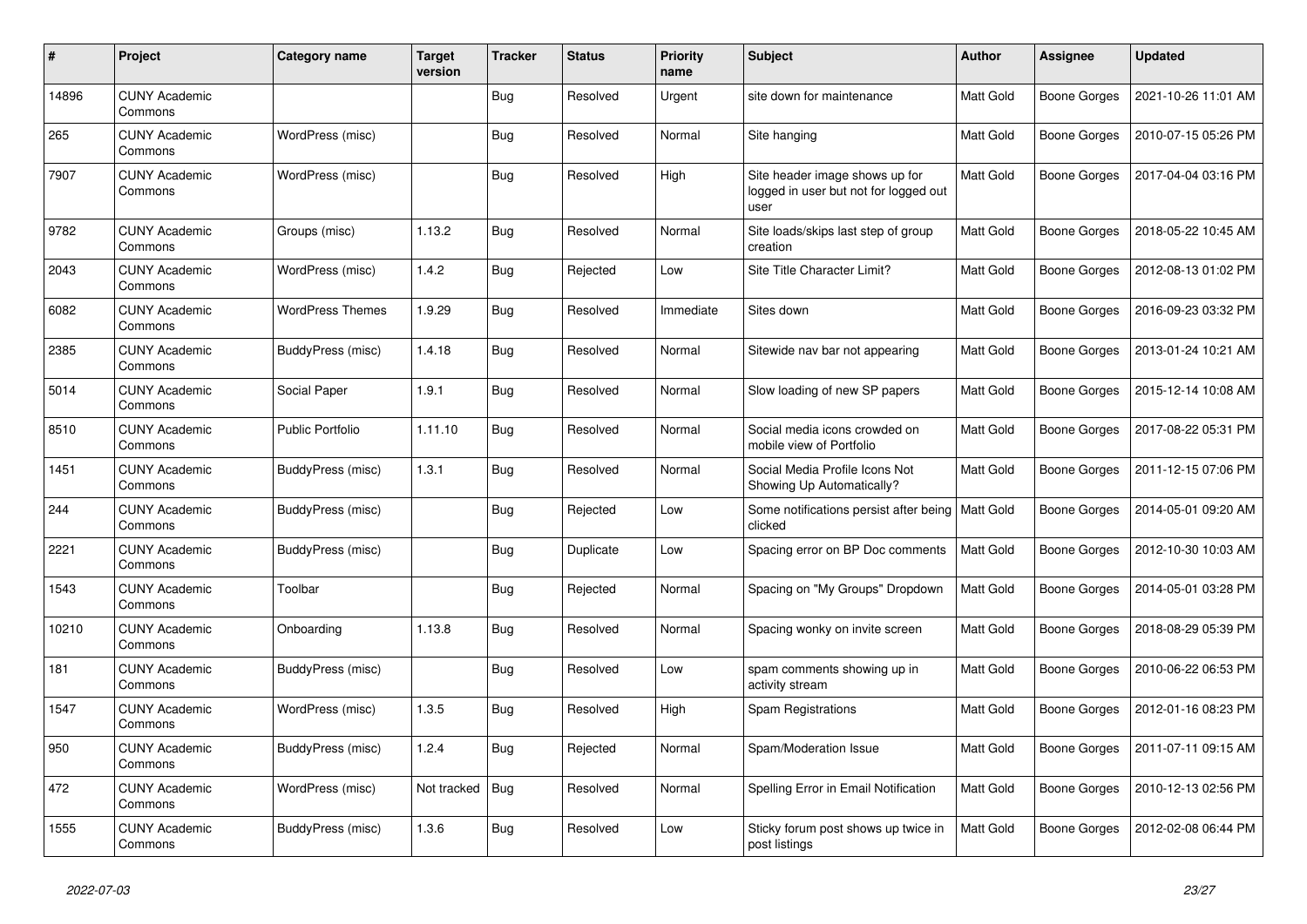| # | Project | Category name | Target version | Tracker | Status | Priority name | Subject | Author | Assignee | Updated |
|---|---|---|---|---|---|---|---|---|---|---|
| 14896 | CUNY Academic Commons | | | Bug | Resolved | Urgent | site down for maintenance | Matt Gold | Boone Gorges | 2021-10-26 11:01 AM |
| 265 | CUNY Academic Commons | WordPress (misc) | | Bug | Resolved | Normal | Site hanging | Matt Gold | Boone Gorges | 2010-07-15 05:26 PM |
| 7907 | CUNY Academic Commons | WordPress (misc) | | Bug | Resolved | High | Site header image shows up for logged in user but not for logged out user | Matt Gold | Boone Gorges | 2017-04-04 03:16 PM |
| 9782 | CUNY Academic Commons | Groups (misc) | 1.13.2 | Bug | Resolved | Normal | Site loads/skips last step of group creation | Matt Gold | Boone Gorges | 2018-05-22 10:45 AM |
| 2043 | CUNY Academic Commons | WordPress (misc) | 1.4.2 | Bug | Rejected | Low | Site Title Character Limit? | Matt Gold | Boone Gorges | 2012-08-13 01:02 PM |
| 6082 | CUNY Academic Commons | WordPress Themes | 1.9.29 | Bug | Resolved | Immediate | Sites down | Matt Gold | Boone Gorges | 2016-09-23 03:32 PM |
| 2385 | CUNY Academic Commons | BuddyPress (misc) | 1.4.18 | Bug | Resolved | Normal | Sitewide nav bar not appearing | Matt Gold | Boone Gorges | 2013-01-24 10:21 AM |
| 5014 | CUNY Academic Commons | Social Paper | 1.9.1 | Bug | Resolved | Normal | Slow loading of new SP papers | Matt Gold | Boone Gorges | 2015-12-14 10:08 AM |
| 8510 | CUNY Academic Commons | Public Portfolio | 1.11.10 | Bug | Resolved | Normal | Social media icons crowded on mobile view of Portfolio | Matt Gold | Boone Gorges | 2017-08-22 05:31 PM |
| 1451 | CUNY Academic Commons | BuddyPress (misc) | 1.3.1 | Bug | Resolved | Normal | Social Media Profile Icons Not Showing Up Automatically? | Matt Gold | Boone Gorges | 2011-12-15 07:06 PM |
| 244 | CUNY Academic Commons | BuddyPress (misc) | | Bug | Rejected | Low | Some notifications persist after being clicked | Matt Gold | Boone Gorges | 2014-05-01 09:20 AM |
| 2221 | CUNY Academic Commons | BuddyPress (misc) | | Bug | Duplicate | Low | Spacing error on BP Doc comments | Matt Gold | Boone Gorges | 2012-10-30 10:03 AM |
| 1543 | CUNY Academic Commons | Toolbar | | Bug | Rejected | Normal | Spacing on "My Groups" Dropdown | Matt Gold | Boone Gorges | 2014-05-01 03:28 PM |
| 10210 | CUNY Academic Commons | Onboarding | 1.13.8 | Bug | Resolved | Normal | Spacing wonky on invite screen | Matt Gold | Boone Gorges | 2018-08-29 05:39 PM |
| 181 | CUNY Academic Commons | BuddyPress (misc) | | Bug | Resolved | Low | spam comments showing up in activity stream | Matt Gold | Boone Gorges | 2010-06-22 06:53 PM |
| 1547 | CUNY Academic Commons | WordPress (misc) | 1.3.5 | Bug | Resolved | High | Spam Registrations | Matt Gold | Boone Gorges | 2012-01-16 08:23 PM |
| 950 | CUNY Academic Commons | BuddyPress (misc) | 1.2.4 | Bug | Rejected | Normal | Spam/Moderation Issue | Matt Gold | Boone Gorges | 2011-07-11 09:15 AM |
| 472 | CUNY Academic Commons | WordPress (misc) | Not tracked | Bug | Resolved | Normal | Spelling Error in Email Notification | Matt Gold | Boone Gorges | 2010-12-13 02:56 PM |
| 1555 | CUNY Academic Commons | BuddyPress (misc) | 1.3.6 | Bug | Resolved | Low | Sticky forum post shows up twice in post listings | Matt Gold | Boone Gorges | 2012-02-08 06:44 PM |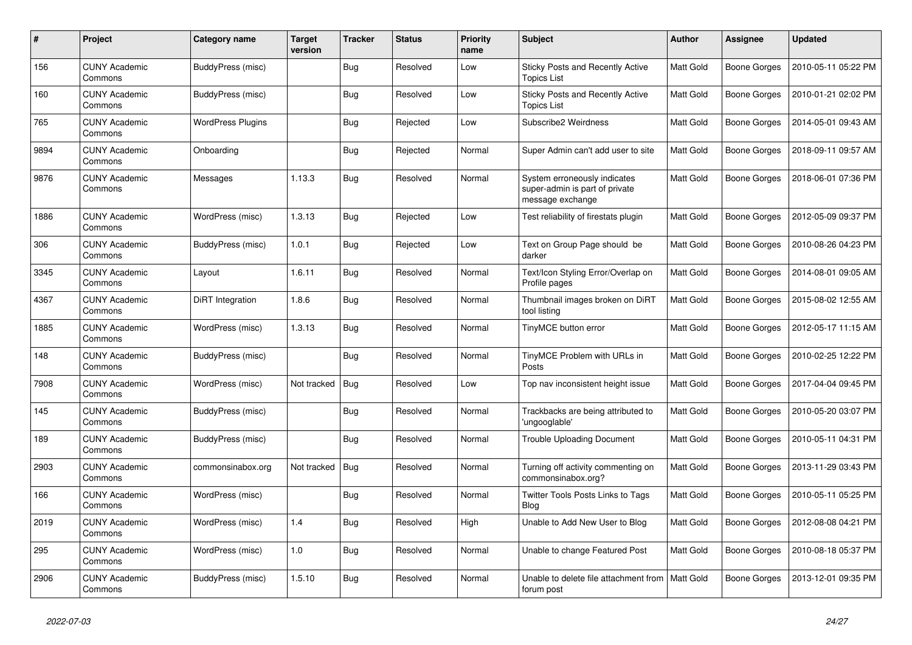| # | Project | Category name | Target version | Tracker | Status | Priority name | Subject | Author | Assignee | Updated |
|---|---|---|---|---|---|---|---|---|---|---|
| 156 | CUNY Academic Commons | BuddyPress (misc) | | Bug | Resolved | Low | Sticky Posts and Recently Active Topics List | Matt Gold | Boone Gorges | 2010-05-11 05:22 PM |
| 160 | CUNY Academic Commons | BuddyPress (misc) | | Bug | Resolved | Low | Sticky Posts and Recently Active Topics List | Matt Gold | Boone Gorges | 2010-01-21 02:02 PM |
| 765 | CUNY Academic Commons | WordPress Plugins | | Bug | Rejected | Low | Subscribe2 Weirdness | Matt Gold | Boone Gorges | 2014-05-01 09:43 AM |
| 9894 | CUNY Academic Commons | Onboarding | | Bug | Rejected | Normal | Super Admin can't add user to site | Matt Gold | Boone Gorges | 2018-09-11 09:57 AM |
| 9876 | CUNY Academic Commons | Messages | 1.13.3 | Bug | Resolved | Normal | System erroneously indicates super-admin is part of private message exchange | Matt Gold | Boone Gorges | 2018-06-01 07:36 PM |
| 1886 | CUNY Academic Commons | WordPress (misc) | 1.3.13 | Bug | Rejected | Low | Test reliability of firestats plugin | Matt Gold | Boone Gorges | 2012-05-09 09:37 PM |
| 306 | CUNY Academic Commons | BuddyPress (misc) | 1.0.1 | Bug | Rejected | Low | Text on Group Page should be darker | Matt Gold | Boone Gorges | 2010-08-26 04:23 PM |
| 3345 | CUNY Academic Commons | Layout | 1.6.11 | Bug | Resolved | Normal | Text/Icon Styling Error/Overlap on Profile pages | Matt Gold | Boone Gorges | 2014-08-01 09:05 AM |
| 4367 | CUNY Academic Commons | DiRT Integration | 1.8.6 | Bug | Resolved | Normal | Thumbnail images broken on DiRT tool listing | Matt Gold | Boone Gorges | 2015-08-02 12:55 AM |
| 1885 | CUNY Academic Commons | WordPress (misc) | 1.3.13 | Bug | Resolved | Normal | TinyMCE button error | Matt Gold | Boone Gorges | 2012-05-17 11:15 AM |
| 148 | CUNY Academic Commons | BuddyPress (misc) | | Bug | Resolved | Normal | TinyMCE Problem with URLs in Posts | Matt Gold | Boone Gorges | 2010-02-25 12:22 PM |
| 7908 | CUNY Academic Commons | WordPress (misc) | Not tracked | Bug | Resolved | Low | Top nav inconsistent height issue | Matt Gold | Boone Gorges | 2017-04-04 09:45 PM |
| 145 | CUNY Academic Commons | BuddyPress (misc) | | Bug | Resolved | Normal | Trackbacks are being attributed to 'ungooglable' | Matt Gold | Boone Gorges | 2010-05-20 03:07 PM |
| 189 | CUNY Academic Commons | BuddyPress (misc) | | Bug | Resolved | Normal | Trouble Uploading Document | Matt Gold | Boone Gorges | 2010-05-11 04:31 PM |
| 2903 | CUNY Academic Commons | commonsinabox.org | Not tracked | Bug | Resolved | Normal | Turning off activity commenting on commonsinabox.org? | Matt Gold | Boone Gorges | 2013-11-29 03:43 PM |
| 166 | CUNY Academic Commons | WordPress (misc) | | Bug | Resolved | Normal | Twitter Tools Posts Links to Tags Blog | Matt Gold | Boone Gorges | 2010-05-11 05:25 PM |
| 2019 | CUNY Academic Commons | WordPress (misc) | 1.4 | Bug | Resolved | High | Unable to Add New User to Blog | Matt Gold | Boone Gorges | 2012-08-08 04:21 PM |
| 295 | CUNY Academic Commons | WordPress (misc) | 1.0 | Bug | Resolved | Normal | Unable to change Featured Post | Matt Gold | Boone Gorges | 2010-08-18 05:37 PM |
| 2906 | CUNY Academic Commons | BuddyPress (misc) | 1.5.10 | Bug | Resolved | Normal | Unable to delete file attachment from forum post | Matt Gold | Boone Gorges | 2013-12-01 09:35 PM |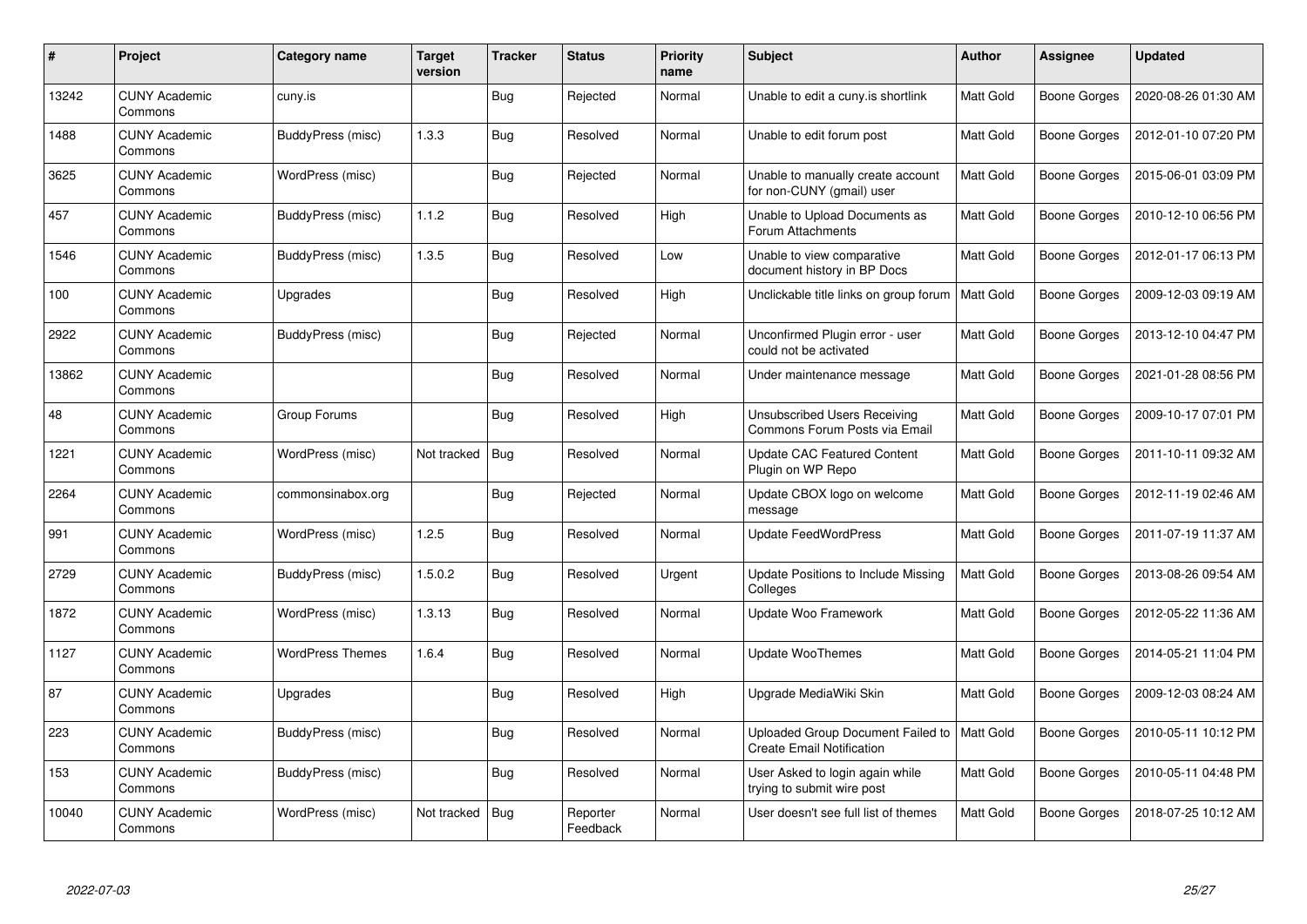| # | Project | Category name | Target version | Tracker | Status | Priority name | Subject | Author | Assignee | Updated |
|---|---|---|---|---|---|---|---|---|---|---|
| 13242 | CUNY Academic Commons | cuny.is | | Bug | Rejected | Normal | Unable to edit a cuny.is shortlink | Matt Gold | Boone Gorges | 2020-08-26 01:30 AM |
| 1488 | CUNY Academic Commons | BuddyPress (misc) | 1.3.3 | Bug | Resolved | Normal | Unable to edit forum post | Matt Gold | Boone Gorges | 2012-01-10 07:20 PM |
| 3625 | CUNY Academic Commons | WordPress (misc) | | Bug | Rejected | Normal | Unable to manually create account for non-CUNY (gmail) user | Matt Gold | Boone Gorges | 2015-06-01 03:09 PM |
| 457 | CUNY Academic Commons | BuddyPress (misc) | 1.1.2 | Bug | Resolved | High | Unable to Upload Documents as Forum Attachments | Matt Gold | Boone Gorges | 2010-12-10 06:56 PM |
| 1546 | CUNY Academic Commons | BuddyPress (misc) | 1.3.5 | Bug | Resolved | Low | Unable to view comparative document history in BP Docs | Matt Gold | Boone Gorges | 2012-01-17 06:13 PM |
| 100 | CUNY Academic Commons | Upgrades | | Bug | Resolved | High | Unclickable title links on group forum | Matt Gold | Boone Gorges | 2009-12-03 09:19 AM |
| 2922 | CUNY Academic Commons | BuddyPress (misc) | | Bug | Rejected | Normal | Unconfirmed Plugin error - user could not be activated | Matt Gold | Boone Gorges | 2013-12-10 04:47 PM |
| 13862 | CUNY Academic Commons | | | Bug | Resolved | Normal | Under maintenance message | Matt Gold | Boone Gorges | 2021-01-28 08:56 PM |
| 48 | CUNY Academic Commons | Group Forums | | Bug | Resolved | High | Unsubscribed Users Receiving Commons Forum Posts via Email | Matt Gold | Boone Gorges | 2009-10-17 07:01 PM |
| 1221 | CUNY Academic Commons | WordPress (misc) | Not tracked | Bug | Resolved | Normal | Update CAC Featured Content Plugin on WP Repo | Matt Gold | Boone Gorges | 2011-10-11 09:32 AM |
| 2264 | CUNY Academic Commons | commonsinabox.org | | Bug | Rejected | Normal | Update CBOX logo on welcome message | Matt Gold | Boone Gorges | 2012-11-19 02:46 AM |
| 991 | CUNY Academic Commons | WordPress (misc) | 1.2.5 | Bug | Resolved | Normal | Update FeedWordPress | Matt Gold | Boone Gorges | 2011-07-19 11:37 AM |
| 2729 | CUNY Academic Commons | BuddyPress (misc) | 1.5.0.2 | Bug | Resolved | Urgent | Update Positions to Include Missing Colleges | Matt Gold | Boone Gorges | 2013-08-26 09:54 AM |
| 1872 | CUNY Academic Commons | WordPress (misc) | 1.3.13 | Bug | Resolved | Normal | Update Woo Framework | Matt Gold | Boone Gorges | 2012-05-22 11:36 AM |
| 1127 | CUNY Academic Commons | WordPress Themes | 1.6.4 | Bug | Resolved | Normal | Update WooThemes | Matt Gold | Boone Gorges | 2014-05-21 11:04 PM |
| 87 | CUNY Academic Commons | Upgrades | | Bug | Resolved | High | Upgrade MediaWiki Skin | Matt Gold | Boone Gorges | 2009-12-03 08:24 AM |
| 223 | CUNY Academic Commons | BuddyPress (misc) | | Bug | Resolved | Normal | Uploaded Group Document Failed to Create Email Notification | Matt Gold | Boone Gorges | 2010-05-11 10:12 PM |
| 153 | CUNY Academic Commons | BuddyPress (misc) | | Bug | Resolved | Normal | User Asked to login again while trying to submit wire post | Matt Gold | Boone Gorges | 2010-05-11 04:48 PM |
| 10040 | CUNY Academic Commons | WordPress (misc) | Not tracked | Bug | Reporter Feedback | Normal | User doesn't see full list of themes | Matt Gold | Boone Gorges | 2018-07-25 10:12 AM |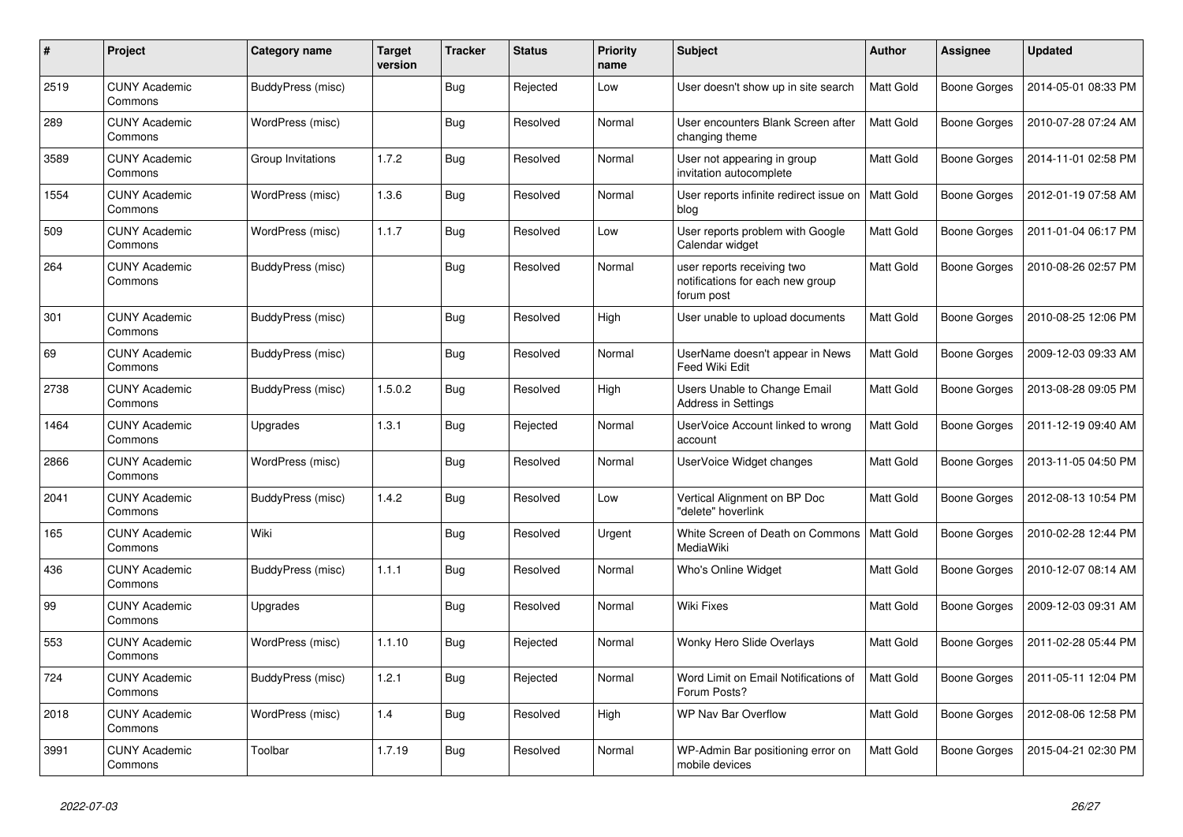| # | Project | Category name | Target version | Tracker | Status | Priority name | Subject | Author | Assignee | Updated |
|---|---|---|---|---|---|---|---|---|---|---|
| 2519 | CUNY Academic Commons | BuddyPress (misc) | | Bug | Rejected | Low | User doesn't show up in site search | Matt Gold | Boone Gorges | 2014-05-01 08:33 PM |
| 289 | CUNY Academic Commons | WordPress (misc) | | Bug | Resolved | Normal | User encounters Blank Screen after changing theme | Matt Gold | Boone Gorges | 2010-07-28 07:24 AM |
| 3589 | CUNY Academic Commons | Group Invitations | 1.7.2 | Bug | Resolved | Normal | User not appearing in group invitation autocomplete | Matt Gold | Boone Gorges | 2014-11-01 02:58 PM |
| 1554 | CUNY Academic Commons | WordPress (misc) | 1.3.6 | Bug | Resolved | Normal | User reports infinite redirect issue on blog | Matt Gold | Boone Gorges | 2012-01-19 07:58 AM |
| 509 | CUNY Academic Commons | WordPress (misc) | 1.1.7 | Bug | Resolved | Low | User reports problem with Google Calendar widget | Matt Gold | Boone Gorges | 2011-01-04 06:17 PM |
| 264 | CUNY Academic Commons | BuddyPress (misc) | | Bug | Resolved | Normal | user reports receiving two notifications for each new group forum post | Matt Gold | Boone Gorges | 2010-08-26 02:57 PM |
| 301 | CUNY Academic Commons | BuddyPress (misc) | | Bug | Resolved | High | User unable to upload documents | Matt Gold | Boone Gorges | 2010-08-25 12:06 PM |
| 69 | CUNY Academic Commons | BuddyPress (misc) | | Bug | Resolved | Normal | UserName doesn't appear in News Feed Wiki Edit | Matt Gold | Boone Gorges | 2009-12-03 09:33 AM |
| 2738 | CUNY Academic Commons | BuddyPress (misc) | 1.5.0.2 | Bug | Resolved | High | Users Unable to Change Email Address in Settings | Matt Gold | Boone Gorges | 2013-08-28 09:05 PM |
| 1464 | CUNY Academic Commons | Upgrades | 1.3.1 | Bug | Rejected | Normal | UserVoice Account linked to wrong account | Matt Gold | Boone Gorges | 2011-12-19 09:40 AM |
| 2866 | CUNY Academic Commons | WordPress (misc) | | Bug | Resolved | Normal | UserVoice Widget changes | Matt Gold | Boone Gorges | 2013-11-05 04:50 PM |
| 2041 | CUNY Academic Commons | BuddyPress (misc) | 1.4.2 | Bug | Resolved | Low | Vertical Alignment on BP Doc "delete" hoverlink | Matt Gold | Boone Gorges | 2012-08-13 10:54 PM |
| 165 | CUNY Academic Commons | Wiki | | Bug | Resolved | Urgent | White Screen of Death on Commons MediaWiki | Matt Gold | Boone Gorges | 2010-02-28 12:44 PM |
| 436 | CUNY Academic Commons | BuddyPress (misc) | 1.1.1 | Bug | Resolved | Normal | Who's Online Widget | Matt Gold | Boone Gorges | 2010-12-07 08:14 AM |
| 99 | CUNY Academic Commons | Upgrades | | Bug | Resolved | Normal | Wiki Fixes | Matt Gold | Boone Gorges | 2009-12-03 09:31 AM |
| 553 | CUNY Academic Commons | WordPress (misc) | 1.1.10 | Bug | Rejected | Normal | Wonky Hero Slide Overlays | Matt Gold | Boone Gorges | 2011-02-28 05:44 PM |
| 724 | CUNY Academic Commons | BuddyPress (misc) | 1.2.1 | Bug | Rejected | Normal | Word Limit on Email Notifications of Forum Posts? | Matt Gold | Boone Gorges | 2011-05-11 12:04 PM |
| 2018 | CUNY Academic Commons | WordPress (misc) | 1.4 | Bug | Resolved | High | WP Nav Bar Overflow | Matt Gold | Boone Gorges | 2012-08-06 12:58 PM |
| 3991 | CUNY Academic Commons | Toolbar | 1.7.19 | Bug | Resolved | Normal | WP-Admin Bar positioning error on mobile devices | Matt Gold | Boone Gorges | 2015-04-21 02:30 PM |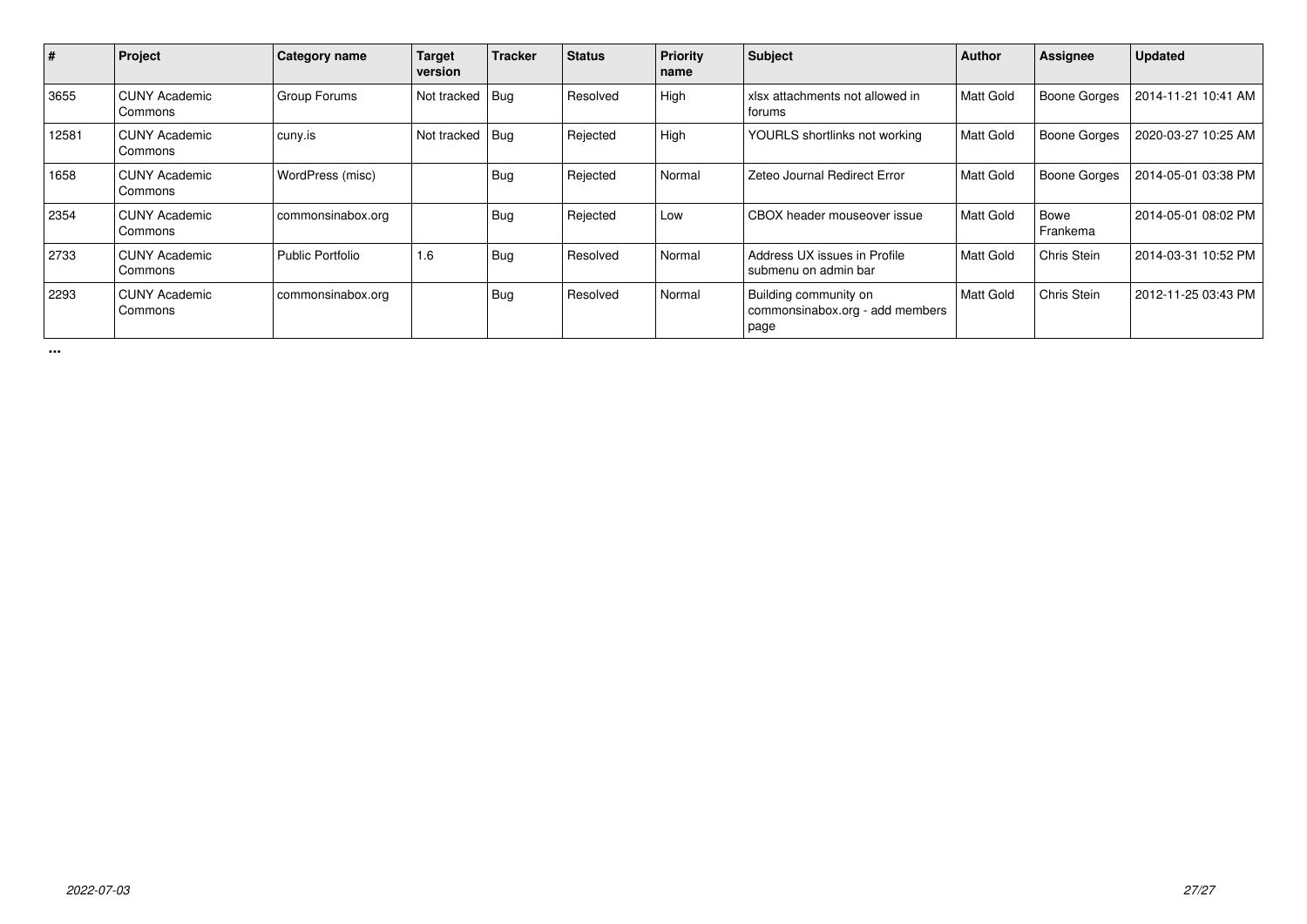| # | Project | Category name | Target version | Tracker | Status | Priority name | Subject | Author | Assignee | Updated |
|---|---|---|---|---|---|---|---|---|---|---|
| 3655 | CUNY Academic Commons | Group Forums | Not tracked | Bug | Resolved | High | xlsx attachments not allowed in forums | Matt Gold | Boone Gorges | 2014-11-21 10:41 AM |
| 12581 | CUNY Academic Commons | cuny.is | Not tracked | Bug | Rejected | High | YOURLS shortlinks not working | Matt Gold | Boone Gorges | 2020-03-27 10:25 AM |
| 1658 | CUNY Academic Commons | WordPress (misc) | | Bug | Rejected | Normal | Zeteo Journal Redirect Error | Matt Gold | Boone Gorges | 2014-05-01 03:38 PM |
| 2354 | CUNY Academic Commons | commonsinabox.org | | Bug | Rejected | Low | CBOX header mouseover issue | Matt Gold | Bowe Frankema | 2014-05-01 08:02 PM |
| 2733 | CUNY Academic Commons | Public Portfolio | 1.6 | Bug | Resolved | Normal | Address UX issues in Profile submenu on admin bar | Matt Gold | Chris Stein | 2014-03-31 10:52 PM |
| 2293 | CUNY Academic Commons | commonsinabox.org | | Bug | Resolved | Normal | Building community on commonsinabox.org - add members page | Matt Gold | Chris Stein | 2012-11-25 03:43 PM |

...